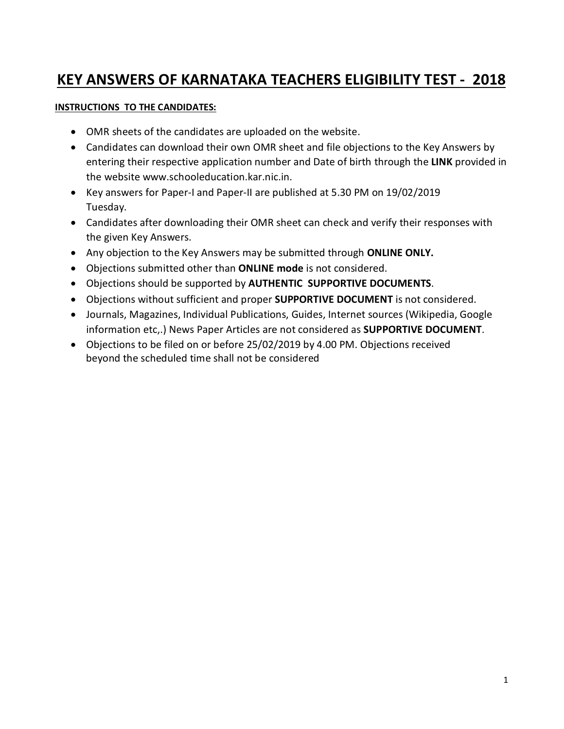# KEY ANSWERS OF KARNATAKA TEACHERS ELIGIBILITY TEST - 2018

**INSTRUCTIONS TO THE CANDIDATES:**

- OMR sheets of the candidates are uploaded on the website.
- Candidates can download their own OMR sheet and file objections to the Key Answers by entering their respective application number and Date of birth through the **LINK** provided in the website www.schooleducation.kar.nic.in.
- Key answers for Paper-I and Paper-II are published at 5.30 PM on 19/02/2019 Tuesday.
- Candidates after downloading their OMR sheet can check and verify their responses with the given Key Answers.
- Any objection to the Key Answers may be submitted through **ONLINE ONLY.**
- Objections submitted other than **ONLINE mode** is not considered.
- Objections should be supported by **AUTHENTIC SUPPORTIVE DOCUMENTS**.
- Objections without sufficient and proper **SUPPORTIVE DOCUMENT** is not considered.
- Journals, Magazines, Individual Publications, Guides, Internet sources (Wikipedia, Google information etc,.) News Paper Articles are not considered as **SUPPORTIVE DOCUMENT**.
- Objections to be filed on or before 25/02/2019 by 4.00 PM. Objections received beyond the scheduled time shall not be considered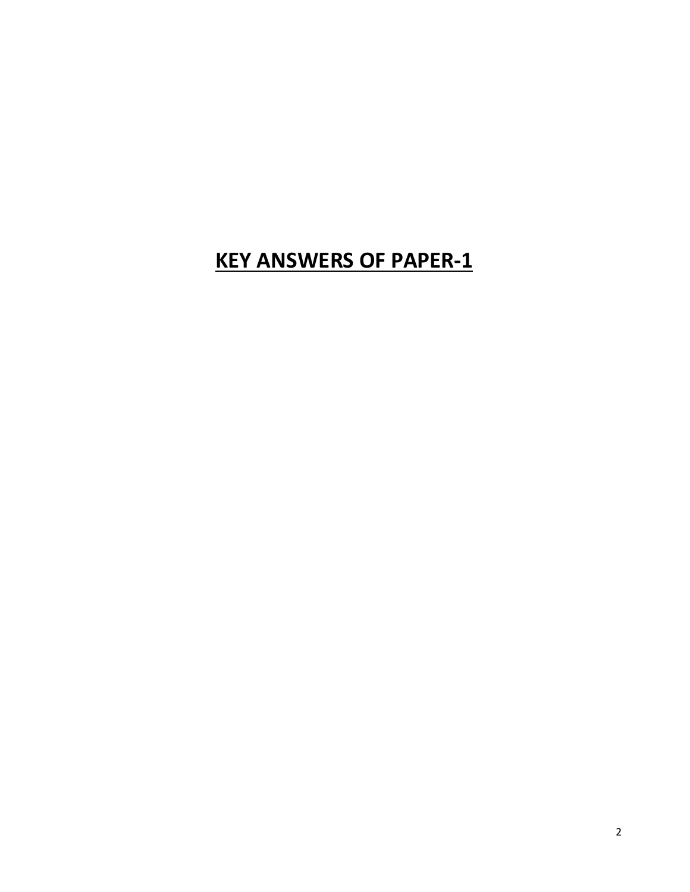# KEY ANSWERS OF PAPER-1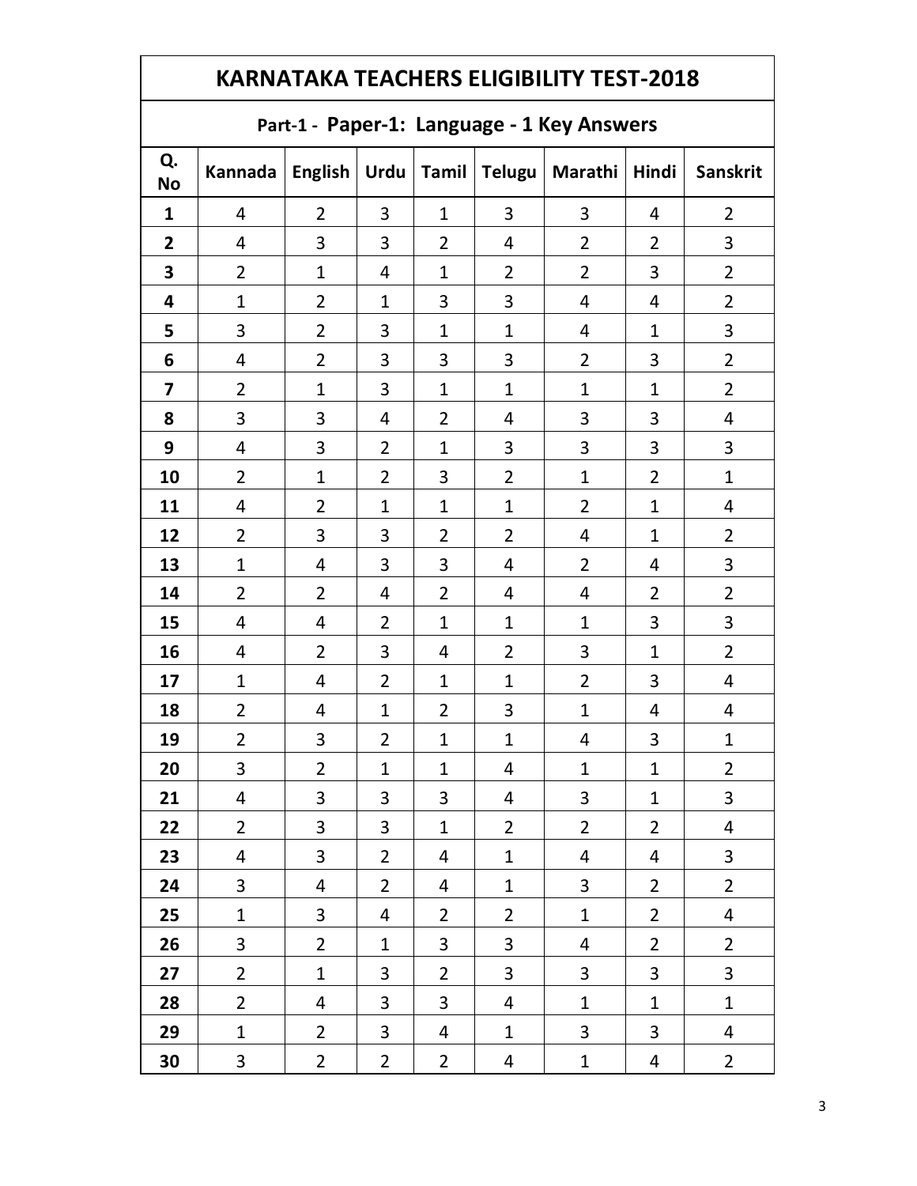# KARNATAKA TEACHERS ELIGIBILITY TEST-2018

## Part-1 - Paper-1: Language - 1 Key Answers

| Q. No | Kannada | English | Urdu | Tamil | Telugu | Marathi | Hindi | Sanskrit |
|---|---|---|---|---|---|---|---|---|
| 1 | 4 | 2 | 3 | 1 | 3 | 3 | 4 | 2 |
| 2 | 4 | 3 | 3 | 2 | 4 | 2 | 2 | 3 |
| 3 | 2 | 1 | 4 | 1 | 2 | 2 | 3 | 2 |
| 4 | 1 | 2 | 1 | 3 | 3 | 4 | 4 | 2 |
| 5 | 3 | 2 | 3 | 1 | 1 | 4 | 1 | 3 |
| 6 | 4 | 2 | 3 | 3 | 3 | 2 | 3 | 2 |
| 7 | 2 | 1 | 3 | 1 | 1 | 1 | 1 | 2 |
| 8 | 3 | 3 | 4 | 2 | 4 | 3 | 3 | 4 |
| 9 | 4 | 3 | 2 | 1 | 3 | 3 | 3 | 3 |
| 10 | 2 | 1 | 2 | 3 | 2 | 1 | 2 | 1 |
| 11 | 4 | 2 | 1 | 1 | 1 | 2 | 1 | 4 |
| 12 | 2 | 3 | 3 | 2 | 2 | 4 | 1 | 2 |
| 13 | 1 | 4 | 3 | 3 | 4 | 2 | 4 | 3 |
| 14 | 2 | 2 | 4 | 2 | 4 | 4 | 2 | 2 |
| 15 | 4 | 4 | 2 | 1 | 1 | 1 | 3 | 3 |
| 16 | 4 | 2 | 3 | 4 | 2 | 3 | 1 | 2 |
| 17 | 1 | 4 | 2 | 1 | 1 | 2 | 3 | 4 |
| 18 | 2 | 4 | 1 | 2 | 3 | 1 | 4 | 4 |
| 19 | 2 | 3 | 2 | 1 | 1 | 4 | 3 | 1 |
| 20 | 3 | 2 | 1 | 1 | 4 | 1 | 1 | 2 |
| 21 | 4 | 3 | 3 | 3 | 4 | 3 | 1 | 3 |
| 22 | 2 | 3 | 3 | 1 | 2 | 2 | 2 | 4 |
| 23 | 4 | 3 | 2 | 4 | 1 | 4 | 4 | 3 |
| 24 | 3 | 4 | 2 | 4 | 1 | 3 | 2 | 2 |
| 25 | 1 | 3 | 4 | 2 | 2 | 1 | 2 | 4 |
| 26 | 3 | 2 | 1 | 3 | 3 | 4 | 2 | 2 |
| 27 | 2 | 1 | 3 | 2 | 3 | 3 | 3 | 3 |
| 28 | 2 | 4 | 3 | 3 | 4 | 1 | 1 | 1 |
| 29 | 1 | 2 | 3 | 4 | 1 | 3 | 3 | 4 |
| 30 | 3 | 2 | 2 | 2 | 4 | 1 | 4 | 2 |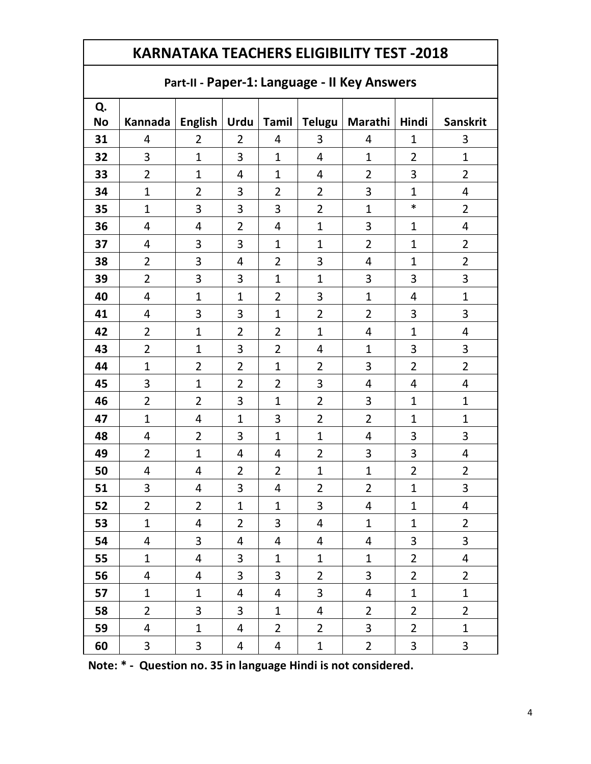# KARNATAKA TEACHERS ELIGIBILITY TEST -2018

## Part-II - Paper-1: Language - II Key Answers

| Q. No | Kannada | English | Urdu | Tamil | Telugu | Marathi | Hindi | Sanskrit |
|---|---|---|---|---|---|---|---|---|
| 31 | 4 | 2 | 2 | 4 | 3 | 4 | 1 | 3 |
| 32 | 3 | 1 | 3 | 1 | 4 | 1 | 2 | 1 |
| 33 | 2 | 1 | 4 | 1 | 4 | 2 | 3 | 2 |
| 34 | 1 | 2 | 3 | 2 | 2 | 3 | 1 | 4 |
| 35 | 1 | 3 | 3 | 3 | 2 | 1 | * | 2 |
| 36 | 4 | 4 | 2 | 4 | 1 | 3 | 1 | 4 |
| 37 | 4 | 3 | 3 | 1 | 1 | 2 | 1 | 2 |
| 38 | 2 | 3 | 4 | 2 | 3 | 4 | 1 | 2 |
| 39 | 2 | 3 | 3 | 1 | 1 | 3 | 3 | 3 |
| 40 | 4 | 1 | 1 | 2 | 3 | 1 | 4 | 1 |
| 41 | 4 | 3 | 3 | 1 | 2 | 2 | 3 | 3 |
| 42 | 2 | 1 | 2 | 2 | 1 | 4 | 1 | 4 |
| 43 | 2 | 1 | 3 | 2 | 4 | 1 | 3 | 3 |
| 44 | 1 | 2 | 2 | 1 | 2 | 3 | 2 | 2 |
| 45 | 3 | 1 | 2 | 2 | 3 | 4 | 4 | 4 |
| 46 | 2 | 2 | 3 | 1 | 2 | 3 | 1 | 1 |
| 47 | 1 | 4 | 1 | 3 | 2 | 2 | 1 | 1 |
| 48 | 4 | 2 | 3 | 1 | 1 | 4 | 3 | 3 |
| 49 | 2 | 1 | 4 | 4 | 2 | 3 | 3 | 4 |
| 50 | 4 | 4 | 2 | 2 | 1 | 1 | 2 | 2 |
| 51 | 3 | 4 | 3 | 4 | 2 | 2 | 1 | 3 |
| 52 | 2 | 2 | 1 | 1 | 3 | 4 | 1 | 4 |
| 53 | 1 | 4 | 2 | 3 | 4 | 1 | 1 | 2 |
| 54 | 4 | 3 | 4 | 4 | 4 | 4 | 3 | 3 |
| 55 | 1 | 4 | 3 | 1 | 1 | 1 | 2 | 4 |
| 56 | 4 | 4 | 3 | 3 | 2 | 3 | 2 | 2 |
| 57 | 1 | 1 | 4 | 4 | 3 | 4 | 1 | 1 |
| 58 | 2 | 3 | 3 | 1 | 4 | 2 | 2 | 2 |
| 59 | 4 | 1 | 4 | 2 | 2 | 3 | 2 | 1 |
| 60 | 3 | 3 | 4 | 4 | 1 | 2 | 3 | 3 |

**Note: * - Question no. 35 in language Hindi is not considered.**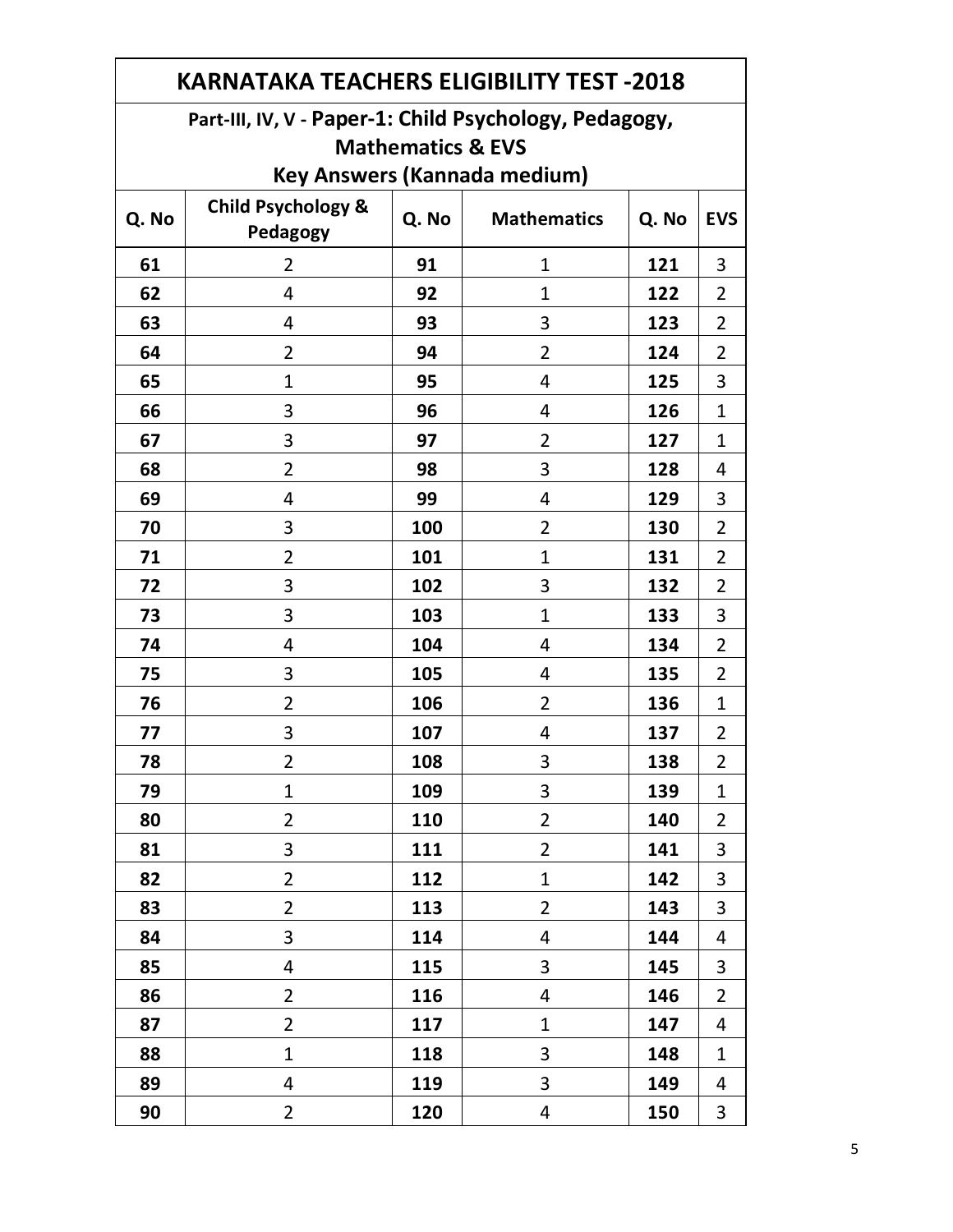| KARNATAKA TEACHERS ELIGIBILITY TEST -2018 | | | | | |
|---|---|---|---|---|---|
| Part-III, IV, V - Paper-1: Child Psychology, Pedagogy, Mathematics & EVS Key Answers (Kannada medium) | | | | | |
| **Q. No** | **Child Psychology & Pedagogy** | **Q. No** | **Mathematics** | **Q. No** | **EVS** |
| **61** | 2 | **91** | 1 | **121** | 3 |
| **62** | 4 | **92** | 1 | **122** | 2 |
| **63** | 4 | **93** | 3 | **123** | 2 |
| **64** | 2 | **94** | 2 | **124** | 2 |
| **65** | 1 | **95** | 4 | **125** | 3 |
| **66** | 3 | **96** | 4 | **126** | 1 |
| **67** | 3 | **97** | 2 | **127** | 1 |
| **68** | 2 | **98** | 3 | **128** | 4 |
| **69** | 4 | **99** | 4 | **129** | 3 |
| **70** | 3 | **100** | 2 | **130** | 2 |
| **71** | 2 | **101** | 1 | **131** | 2 |
| **72** | 3 | **102** | 3 | **132** | 2 |
| **73** | 3 | **103** | 1 | **133** | 3 |
| **74** | 4 | **104** | 4 | **134** | 2 |
| **75** | 3 | **105** | 4 | **135** | 2 |
| **76** | 2 | **106** | 2 | **136** | 1 |
| **77** | 3 | **107** | 4 | **137** | 2 |
| **78** | 2 | **108** | 3 | **138** | 2 |
| **79** | 1 | **109** | 3 | **139** | 1 |
| **80** | 2 | **110** | 2 | **140** | 2 |
| **81** | 3 | **111** | 2 | **141** | 3 |
| **82** | 2 | **112** | 1 | **142** | 3 |
| **83** | 2 | **113** | 2 | **143** | 3 |
| **84** | 3 | **114** | 4 | **144** | 4 |
| **85** | 4 | **115** | 3 | **145** | 3 |
| **86** | 2 | **116** | 4 | **146** | 2 |
| **87** | 2 | **117** | 1 | **147** | 4 |
| **88** | 1 | **118** | 3 | **148** | 1 |
| **89** | 4 | **119** | 3 | **149** | 4 |
| **90** | 2 | **120** | 4 | **150** | 3 |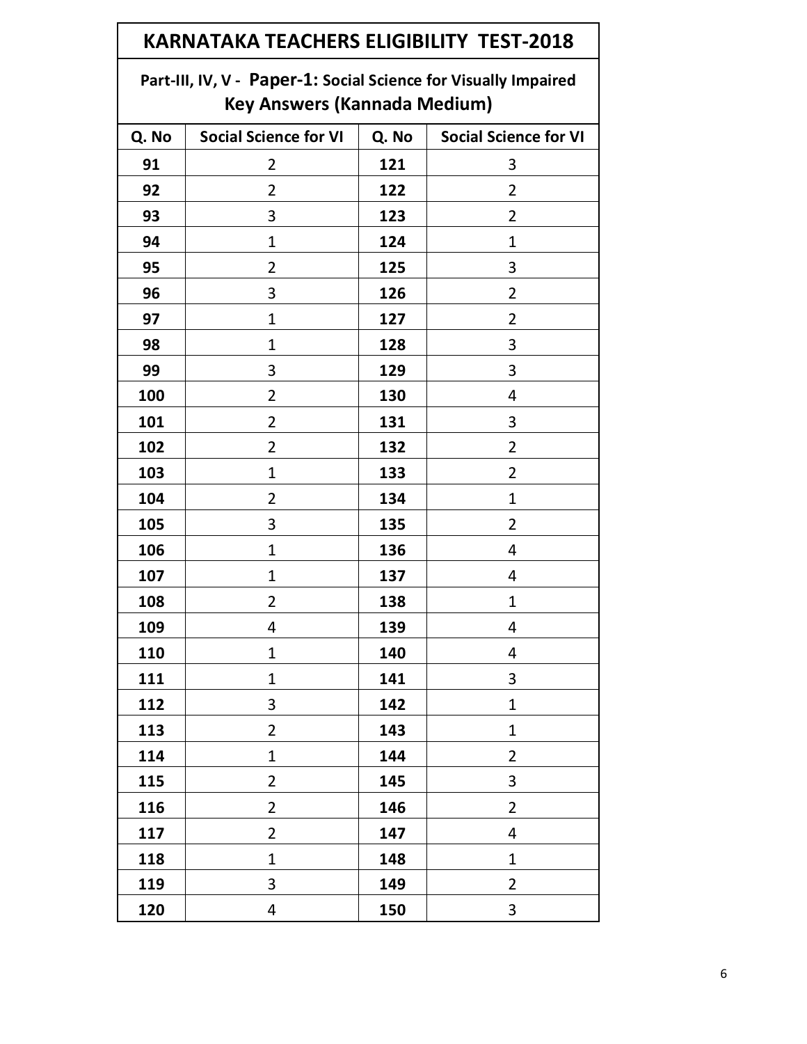# KARNATAKA TEACHERS ELIGIBILITY TEST-2018

## Part-III, IV, V - Paper-1: Social Science for Visually Impaired Key Answers (Kannada Medium)

| Q. No | Social Science for VI | Q. No | Social Science for VI |
|---|---|---|---|
| 91 | 2 | 121 | 3 |
| 92 | 2 | 122 | 2 |
| 93 | 3 | 123 | 2 |
| 94 | 1 | 124 | 1 |
| 95 | 2 | 125 | 3 |
| 96 | 3 | 126 | 2 |
| 97 | 1 | 127 | 2 |
| 98 | 1 | 128 | 3 |
| 99 | 3 | 129 | 3 |
| 100 | 2 | 130 | 4 |
| 101 | 2 | 131 | 3 |
| 102 | 2 | 132 | 2 |
| 103 | 1 | 133 | 2 |
| 104 | 2 | 134 | 1 |
| 105 | 3 | 135 | 2 |
| 106 | 1 | 136 | 4 |
| 107 | 1 | 137 | 4 |
| 108 | 2 | 138 | 1 |
| 109 | 4 | 139 | 4 |
| 110 | 1 | 140 | 4 |
| 111 | 1 | 141 | 3 |
| 112 | 3 | 142 | 1 |
| 113 | 2 | 143 | 1 |
| 114 | 1 | 144 | 2 |
| 115 | 2 | 145 | 3 |
| 116 | 2 | 146 | 2 |
| 117 | 2 | 147 | 4 |
| 118 | 1 | 148 | 1 |
| 119 | 3 | 149 | 2 |
| 120 | 4 | 150 | 3 |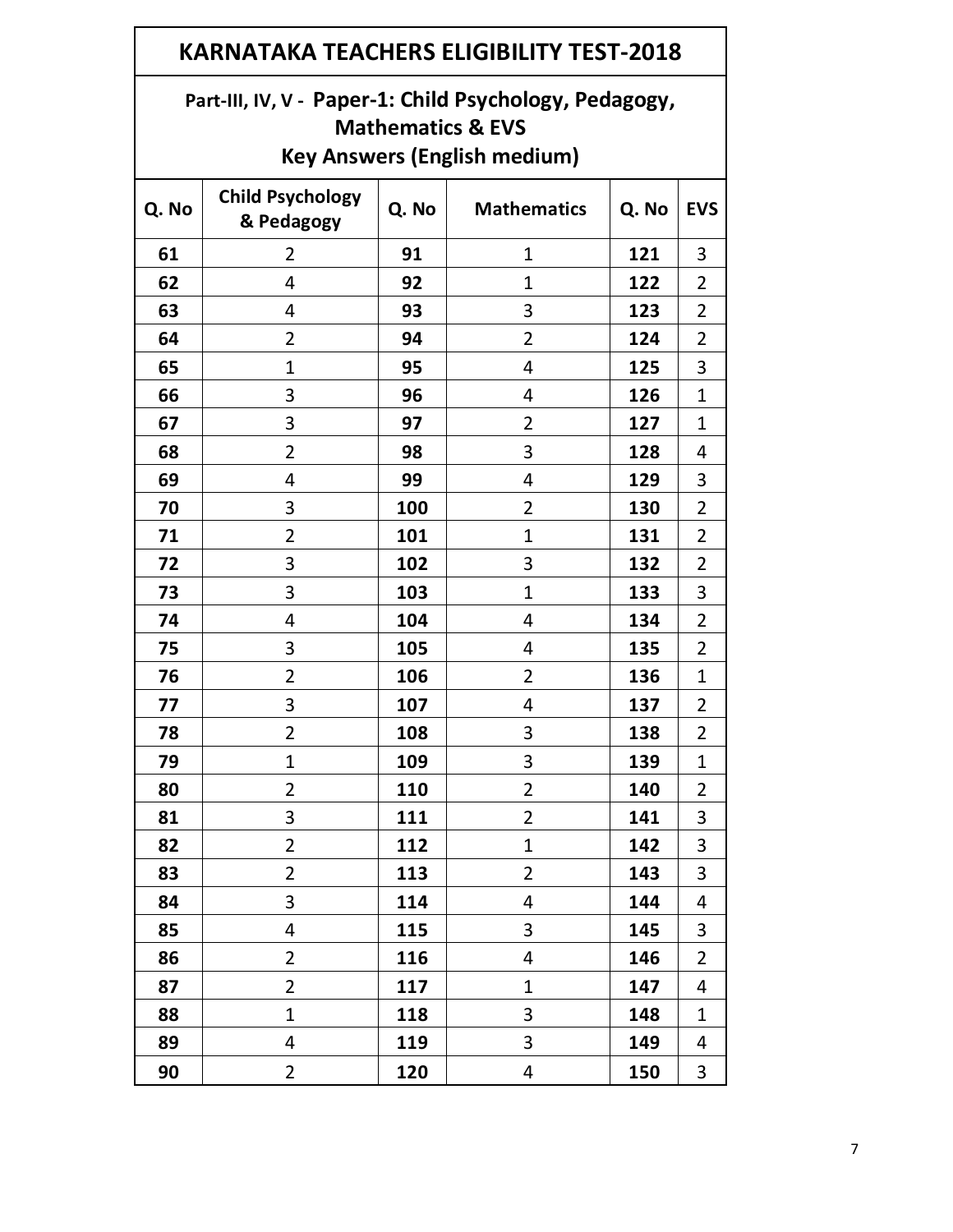## KARNATAKA TEACHERS ELIGIBILITY TEST-2018

### Part-III, IV, V - Paper-1: Child Psychology, Pedagogy, Mathematics & EVS

### Key Answers (English medium)

| Q. No | Child Psychology & Pedagogy | Q. No | Mathematics | Q. No | EVS |
|---|---|---|---|---|---|
| 61 | 2 | 91 | 1 | 121 | 3 |
| 62 | 4 | 92 | 1 | 122 | 2 |
| 63 | 4 | 93 | 3 | 123 | 2 |
| 64 | 2 | 94 | 2 | 124 | 2 |
| 65 | 1 | 95 | 4 | 125 | 3 |
| 66 | 3 | 96 | 4 | 126 | 1 |
| 67 | 3 | 97 | 2 | 127 | 1 |
| 68 | 2 | 98 | 3 | 128 | 4 |
| 69 | 4 | 99 | 4 | 129 | 3 |
| 70 | 3 | 100 | 2 | 130 | 2 |
| 71 | 2 | 101 | 1 | 131 | 2 |
| 72 | 3 | 102 | 3 | 132 | 2 |
| 73 | 3 | 103 | 1 | 133 | 3 |
| 74 | 4 | 104 | 4 | 134 | 2 |
| 75 | 3 | 105 | 4 | 135 | 2 |
| 76 | 2 | 106 | 2 | 136 | 1 |
| 77 | 3 | 107 | 4 | 137 | 2 |
| 78 | 2 | 108 | 3 | 138 | 2 |
| 79 | 1 | 109 | 3 | 139 | 1 |
| 80 | 2 | 110 | 2 | 140 | 2 |
| 81 | 3 | 111 | 2 | 141 | 3 |
| 82 | 2 | 112 | 1 | 142 | 3 |
| 83 | 2 | 113 | 2 | 143 | 3 |
| 84 | 3 | 114 | 4 | 144 | 4 |
| 85 | 4 | 115 | 3 | 145 | 3 |
| 86 | 2 | 116 | 4 | 146 | 2 |
| 87 | 2 | 117 | 1 | 147 | 4 |
| 88 | 1 | 118 | 3 | 148 | 1 |
| 89 | 4 | 119 | 3 | 149 | 4 |
| 90 | 2 | 120 | 4 | 150 | 3 |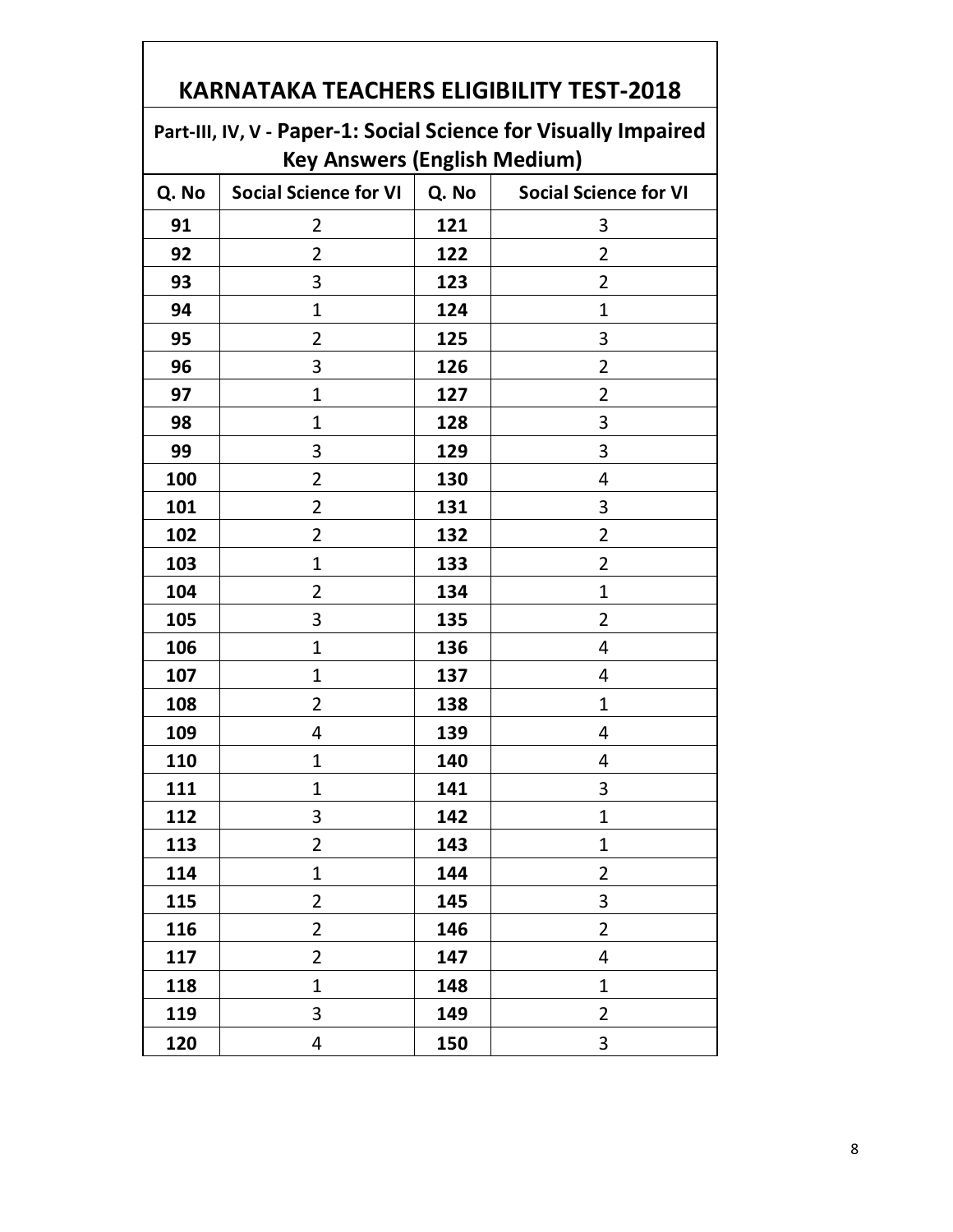# KARNATAKA TEACHERS ELIGIBILITY TEST-2018

## Part-III, IV, V - Paper-1: Social Science for Visually Impaired Key Answers (English Medium)

| Q. No | Social Science for VI | Q. No | Social Science for VI |
|---|---|---|---|
| 91 | 2 | 121 | 3 |
| 92 | 2 | 122 | 2 |
| 93 | 3 | 123 | 2 |
| 94 | 1 | 124 | 1 |
| 95 | 2 | 125 | 3 |
| 96 | 3 | 126 | 2 |
| 97 | 1 | 127 | 2 |
| 98 | 1 | 128 | 3 |
| 99 | 3 | 129 | 3 |
| 100 | 2 | 130 | 4 |
| 101 | 2 | 131 | 3 |
| 102 | 2 | 132 | 2 |
| 103 | 1 | 133 | 2 |
| 104 | 2 | 134 | 1 |
| 105 | 3 | 135 | 2 |
| 106 | 1 | 136 | 4 |
| 107 | 1 | 137 | 4 |
| 108 | 2 | 138 | 1 |
| 109 | 4 | 139 | 4 |
| 110 | 1 | 140 | 4 |
| 111 | 1 | 141 | 3 |
| 112 | 3 | 142 | 1 |
| 113 | 2 | 143 | 1 |
| 114 | 1 | 144 | 2 |
| 115 | 2 | 145 | 3 |
| 116 | 2 | 146 | 2 |
| 117 | 2 | 147 | 4 |
| 118 | 1 | 148 | 1 |
| 119 | 3 | 149 | 2 |
| 120 | 4 | 150 | 3 |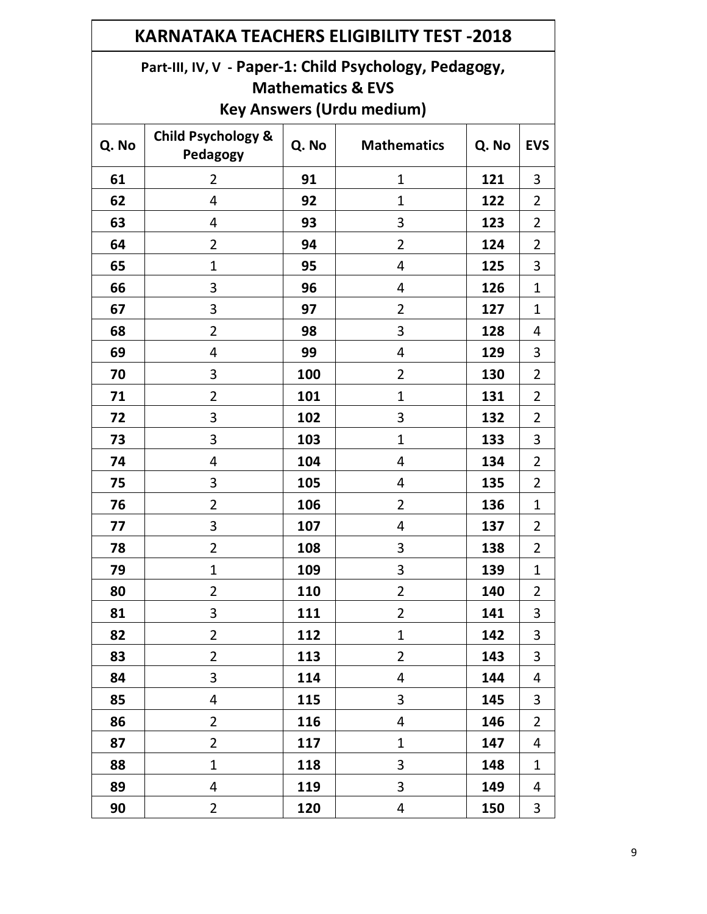# KARNATAKA TEACHERS ELIGIBILITY TEST -2018

## Part-III, IV, V - Paper-1: Child Psychology, Pedagogy, Mathematics & EVS

## Key Answers (Urdu medium)

| Q. No | Child Psychology & Pedagogy | Q. No | Mathematics | Q. No | EVS |
|---|---|---|---|---|---|
| 61 | 2 | 91 | 1 | 121 | 3 |
| 62 | 4 | 92 | 1 | 122 | 2 |
| 63 | 4 | 93 | 3 | 123 | 2 |
| 64 | 2 | 94 | 2 | 124 | 2 |
| 65 | 1 | 95 | 4 | 125 | 3 |
| 66 | 3 | 96 | 4 | 126 | 1 |
| 67 | 3 | 97 | 2 | 127 | 1 |
| 68 | 2 | 98 | 3 | 128 | 4 |
| 69 | 4 | 99 | 4 | 129 | 3 |
| 70 | 3 | 100 | 2 | 130 | 2 |
| 71 | 2 | 101 | 1 | 131 | 2 |
| 72 | 3 | 102 | 3 | 132 | 2 |
| 73 | 3 | 103 | 1 | 133 | 3 |
| 74 | 4 | 104 | 4 | 134 | 2 |
| 75 | 3 | 105 | 4 | 135 | 2 |
| 76 | 2 | 106 | 2 | 136 | 1 |
| 77 | 3 | 107 | 4 | 137 | 2 |
| 78 | 2 | 108 | 3 | 138 | 2 |
| 79 | 1 | 109 | 3 | 139 | 1 |
| 80 | 2 | 110 | 2 | 140 | 2 |
| 81 | 3 | 111 | 2 | 141 | 3 |
| 82 | 2 | 112 | 1 | 142 | 3 |
| 83 | 2 | 113 | 2 | 143 | 3 |
| 84 | 3 | 114 | 4 | 144 | 4 |
| 85 | 4 | 115 | 3 | 145 | 3 |
| 86 | 2 | 116 | 4 | 146 | 2 |
| 87 | 2 | 117 | 1 | 147 | 4 |
| 88 | 1 | 118 | 3 | 148 | 1 |
| 89 | 4 | 119 | 3 | 149 | 4 |
| 90 | 2 | 120 | 4 | 150 | 3 |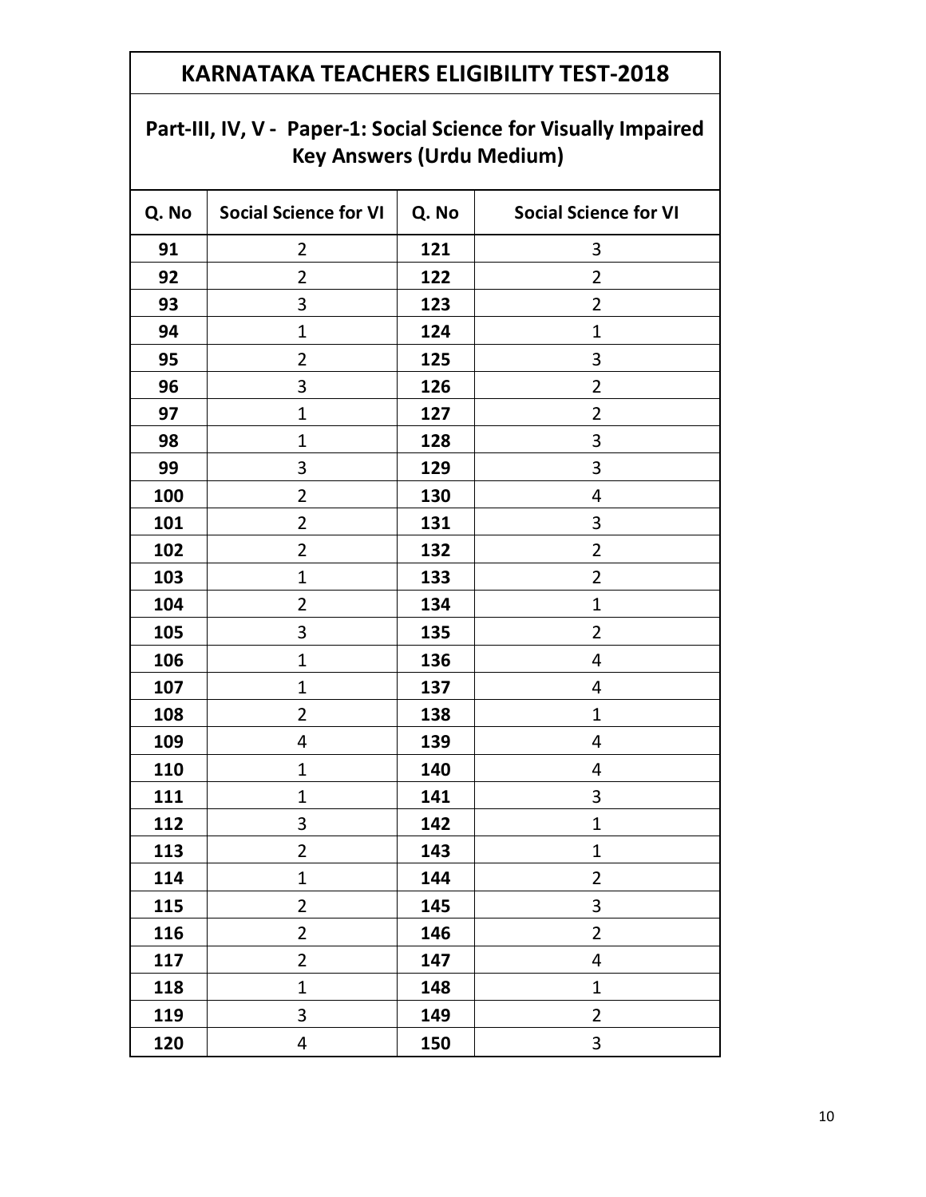# KARNATAKA TEACHERS ELIGIBILITY TEST-2018

## Part-III, IV, V - Paper-1: Social Science for Visually Impaired Key Answers (Urdu Medium)

| Q. No | Social Science for VI | Q. No | Social Science for VI |
|---|---|---|---|
| 91 | 2 | 121 | 3 |
| 92 | 2 | 122 | 2 |
| 93 | 3 | 123 | 2 |
| 94 | 1 | 124 | 1 |
| 95 | 2 | 125 | 3 |
| 96 | 3 | 126 | 2 |
| 97 | 1 | 127 | 2 |
| 98 | 1 | 128 | 3 |
| 99 | 3 | 129 | 3 |
| 100 | 2 | 130 | 4 |
| 101 | 2 | 131 | 3 |
| 102 | 2 | 132 | 2 |
| 103 | 1 | 133 | 2 |
| 104 | 2 | 134 | 1 |
| 105 | 3 | 135 | 2 |
| 106 | 1 | 136 | 4 |
| 107 | 1 | 137 | 4 |
| 108 | 2 | 138 | 1 |
| 109 | 4 | 139 | 4 |
| 110 | 1 | 140 | 4 |
| 111 | 1 | 141 | 3 |
| 112 | 3 | 142 | 1 |
| 113 | 2 | 143 | 1 |
| 114 | 1 | 144 | 2 |
| 115 | 2 | 145 | 3 |
| 116 | 2 | 146 | 2 |
| 117 | 2 | 147 | 4 |
| 118 | 1 | 148 | 1 |
| 119 | 3 | 149 | 2 |
| 120 | 4 | 150 | 3 |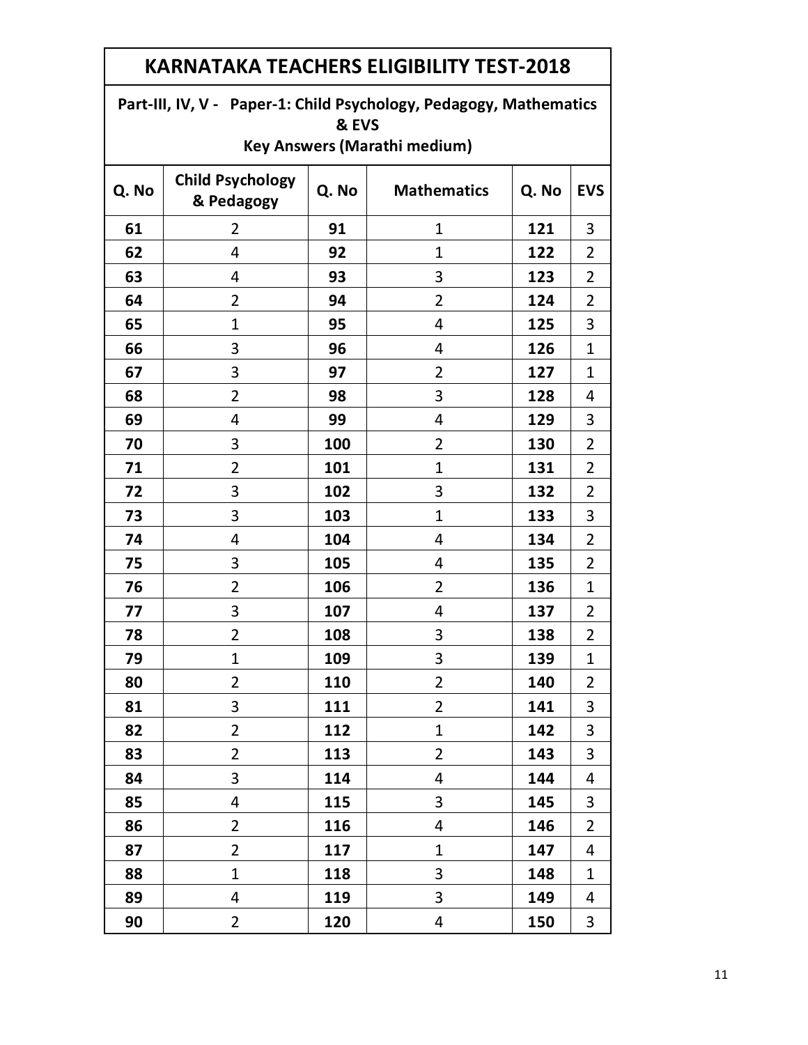| KARNATAKA TEACHERS ELIGIBILITY TEST-2018 | | | | | |
|---|---|---|---|---|---|
| Part-III, IV, V - Paper-1: Child Psychology, Pedagogy, Mathematics & EVS Key Answers (Marathi medium) | | | | | |
| **Q. No** | **Child Psychology & Pedagogy** | **Q. No** | **Mathematics** | **Q. No** | **EVS** |
| **61** | 2 | **91** | 1 | **121** | 3 |
| **62** | 4 | **92** | 1 | **122** | 2 |
| **63** | 4 | **93** | 3 | **123** | 2 |
| **64** | 2 | **94** | 2 | **124** | 2 |
| **65** | 1 | **95** | 4 | **125** | 3 |
| **66** | 3 | **96** | 4 | **126** | 1 |
| **67** | 3 | **97** | 2 | **127** | 1 |
| **68** | 2 | **98** | 3 | **128** | 4 |
| **69** | 4 | **99** | 4 | **129** | 3 |
| **70** | 3 | **100** | 2 | **130** | 2 |
| **71** | 2 | **101** | 1 | **131** | 2 |
| **72** | 3 | **102** | 3 | **132** | 2 |
| **73** | 3 | **103** | 1 | **133** | 3 |
| **74** | 4 | **104** | 4 | **134** | 2 |
| **75** | 3 | **105** | 4 | **135** | 2 |
| **76** | 2 | **106** | 2 | **136** | 1 |
| **77** | 3 | **107** | 4 | **137** | 2 |
| **78** | 2 | **108** | 3 | **138** | 2 |
| **79** | 1 | **109** | 3 | **139** | 1 |
| **80** | 2 | **110** | 2 | **140** | 2 |
| **81** | 3 | **111** | 2 | **141** | 3 |
| **82** | 2 | **112** | 1 | **142** | 3 |
| **83** | 2 | **113** | 2 | **143** | 3 |
| **84** | 3 | **114** | 4 | **144** | 4 |
| **85** | 4 | **115** | 3 | **145** | 3 |
| **86** | 2 | **116** | 4 | **146** | 2 |
| **87** | 2 | **117** | 1 | **147** | 4 |
| **88** | 1 | **118** | 3 | **148** | 1 |
| **89** | 4 | **119** | 3 | **149** | 4 |
| **90** | 2 | **120** | 4 | **150** | 3 |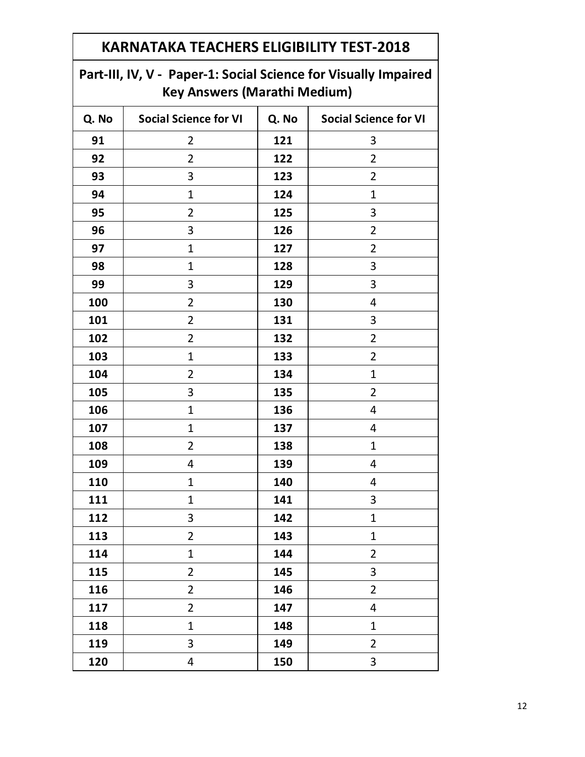## KARNATAKA TEACHERS ELIGIBILITY TEST-2018

### Part-III, IV, V - Paper-1: Social Science for Visually Impaired Key Answers (Marathi Medium)

| Q. No | Social Science for VI | Q. No | Social Science for VI |
|---|---|---|---|
| 91 | 2 | 121 | 3 |
| 92 | 2 | 122 | 2 |
| 93 | 3 | 123 | 2 |
| 94 | 1 | 124 | 1 |
| 95 | 2 | 125 | 3 |
| 96 | 3 | 126 | 2 |
| 97 | 1 | 127 | 2 |
| 98 | 1 | 128 | 3 |
| 99 | 3 | 129 | 3 |
| 100 | 2 | 130 | 4 |
| 101 | 2 | 131 | 3 |
| 102 | 2 | 132 | 2 |
| 103 | 1 | 133 | 2 |
| 104 | 2 | 134 | 1 |
| 105 | 3 | 135 | 2 |
| 106 | 1 | 136 | 4 |
| 107 | 1 | 137 | 4 |
| 108 | 2 | 138 | 1 |
| 109 | 4 | 139 | 4 |
| 110 | 1 | 140 | 4 |
| 111 | 1 | 141 | 3 |
| 112 | 3 | 142 | 1 |
| 113 | 2 | 143 | 1 |
| 114 | 1 | 144 | 2 |
| 115 | 2 | 145 | 3 |
| 116 | 2 | 146 | 2 |
| 117 | 2 | 147 | 4 |
| 118 | 1 | 148 | 1 |
| 119 | 3 | 149 | 2 |
| 120 | 4 | 150 | 3 |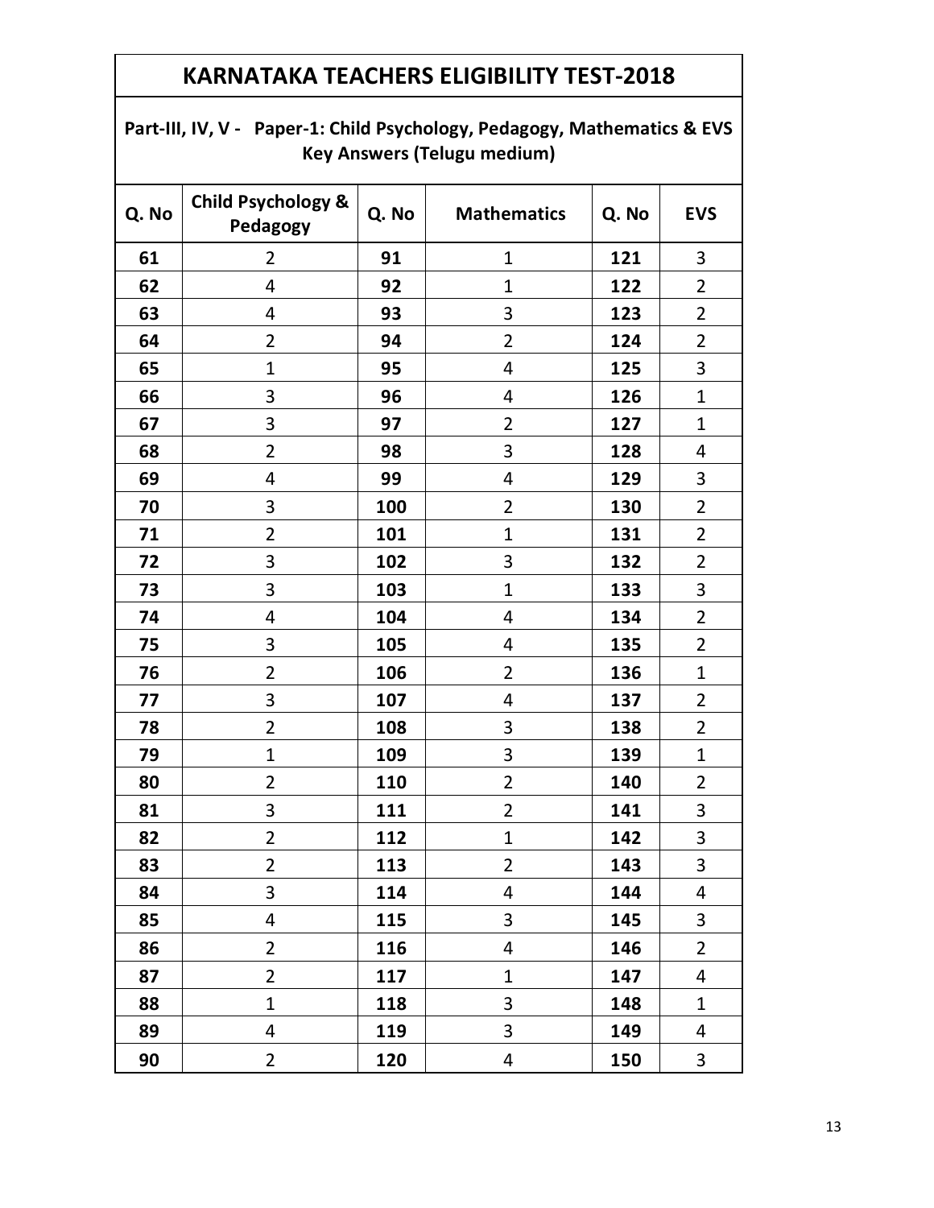# KARNATAKA TEACHERS ELIGIBILITY TEST-2018

## Part-III, IV, V - Paper-1: Child Psychology, Pedagogy, Mathematics & EVS Key Answers (Telugu medium)

| Q. No | Child Psychology & Pedagogy | Q. No | Mathematics | Q. No | EVS |
|---|---|---|---|---|---|
| 61 | 2 | 91 | 1 | 121 | 3 |
| 62 | 4 | 92 | 1 | 122 | 2 |
| 63 | 4 | 93 | 3 | 123 | 2 |
| 64 | 2 | 94 | 2 | 124 | 2 |
| 65 | 1 | 95 | 4 | 125 | 3 |
| 66 | 3 | 96 | 4 | 126 | 1 |
| 67 | 3 | 97 | 2 | 127 | 1 |
| 68 | 2 | 98 | 3 | 128 | 4 |
| 69 | 4 | 99 | 4 | 129 | 3 |
| 70 | 3 | 100 | 2 | 130 | 2 |
| 71 | 2 | 101 | 1 | 131 | 2 |
| 72 | 3 | 102 | 3 | 132 | 2 |
| 73 | 3 | 103 | 1 | 133 | 3 |
| 74 | 4 | 104 | 4 | 134 | 2 |
| 75 | 3 | 105 | 4 | 135 | 2 |
| 76 | 2 | 106 | 2 | 136 | 1 |
| 77 | 3 | 107 | 4 | 137 | 2 |
| 78 | 2 | 108 | 3 | 138 | 2 |
| 79 | 1 | 109 | 3 | 139 | 1 |
| 80 | 2 | 110 | 2 | 140 | 2 |
| 81 | 3 | 111 | 2 | 141 | 3 |
| 82 | 2 | 112 | 1 | 142 | 3 |
| 83 | 2 | 113 | 2 | 143 | 3 |
| 84 | 3 | 114 | 4 | 144 | 4 |
| 85 | 4 | 115 | 3 | 145 | 3 |
| 86 | 2 | 116 | 4 | 146 | 2 |
| 87 | 2 | 117 | 1 | 147 | 4 |
| 88 | 1 | 118 | 3 | 148 | 1 |
| 89 | 4 | 119 | 3 | 149 | 4 |
| 90 | 2 | 120 | 4 | 150 | 3 |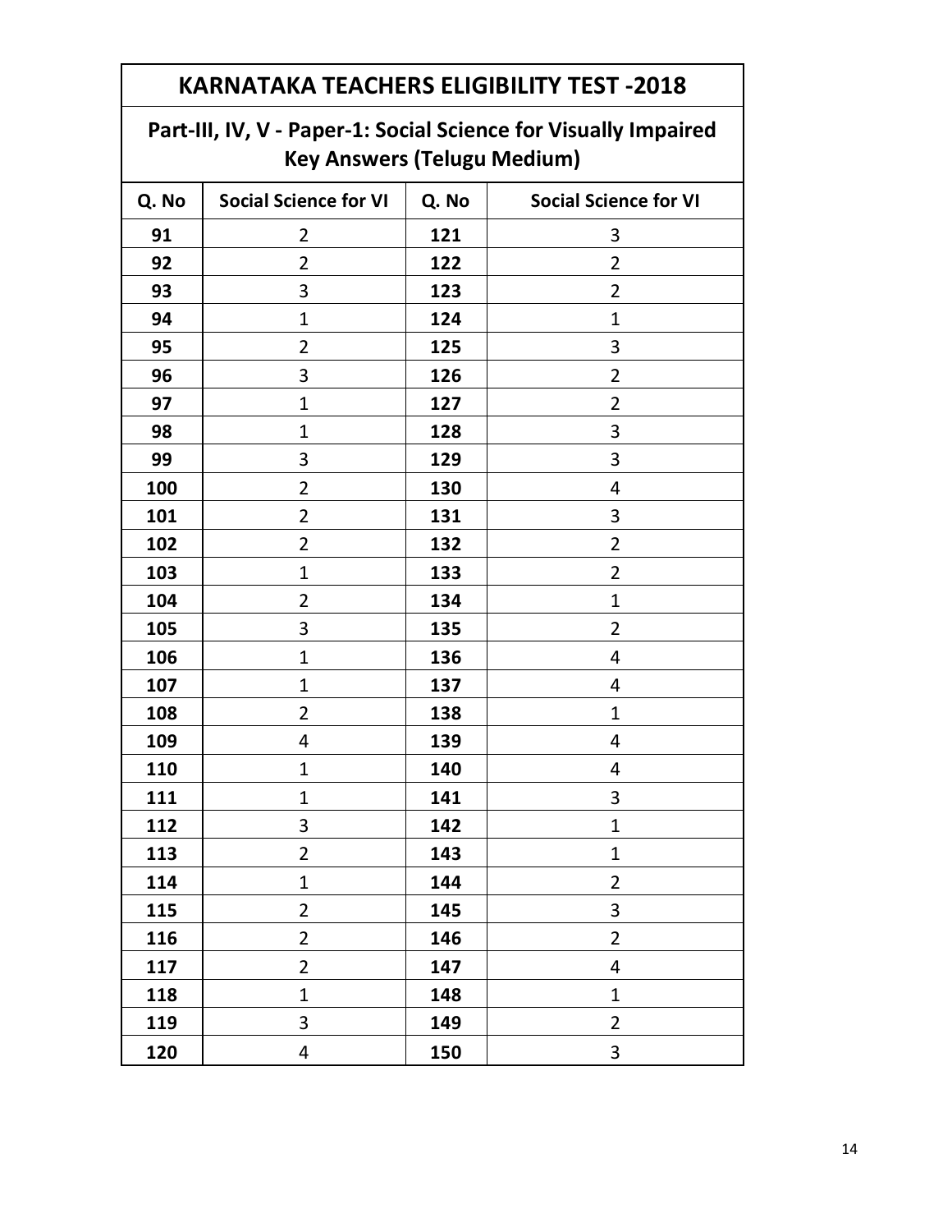# KARNATAKA TEACHERS ELIGIBILITY TEST -2018

## Part-III, IV, V - Paper-1: Social Science for Visually Impaired Key Answers (Telugu Medium)

| Q. No | Social Science for VI | Q. No | Social Science for VI |
|---|---|---|---|
| 91 | 2 | 121 | 3 |
| 92 | 2 | 122 | 2 |
| 93 | 3 | 123 | 2 |
| 94 | 1 | 124 | 1 |
| 95 | 2 | 125 | 3 |
| 96 | 3 | 126 | 2 |
| 97 | 1 | 127 | 2 |
| 98 | 1 | 128 | 3 |
| 99 | 3 | 129 | 3 |
| 100 | 2 | 130 | 4 |
| 101 | 2 | 131 | 3 |
| 102 | 2 | 132 | 2 |
| 103 | 1 | 133 | 2 |
| 104 | 2 | 134 | 1 |
| 105 | 3 | 135 | 2 |
| 106 | 1 | 136 | 4 |
| 107 | 1 | 137 | 4 |
| 108 | 2 | 138 | 1 |
| 109 | 4 | 139 | 4 |
| 110 | 1 | 140 | 4 |
| 111 | 1 | 141 | 3 |
| 112 | 3 | 142 | 1 |
| 113 | 2 | 143 | 1 |
| 114 | 1 | 144 | 2 |
| 115 | 2 | 145 | 3 |
| 116 | 2 | 146 | 2 |
| 117 | 2 | 147 | 4 |
| 118 | 1 | 148 | 1 |
| 119 | 3 | 149 | 2 |
| 120 | 4 | 150 | 3 |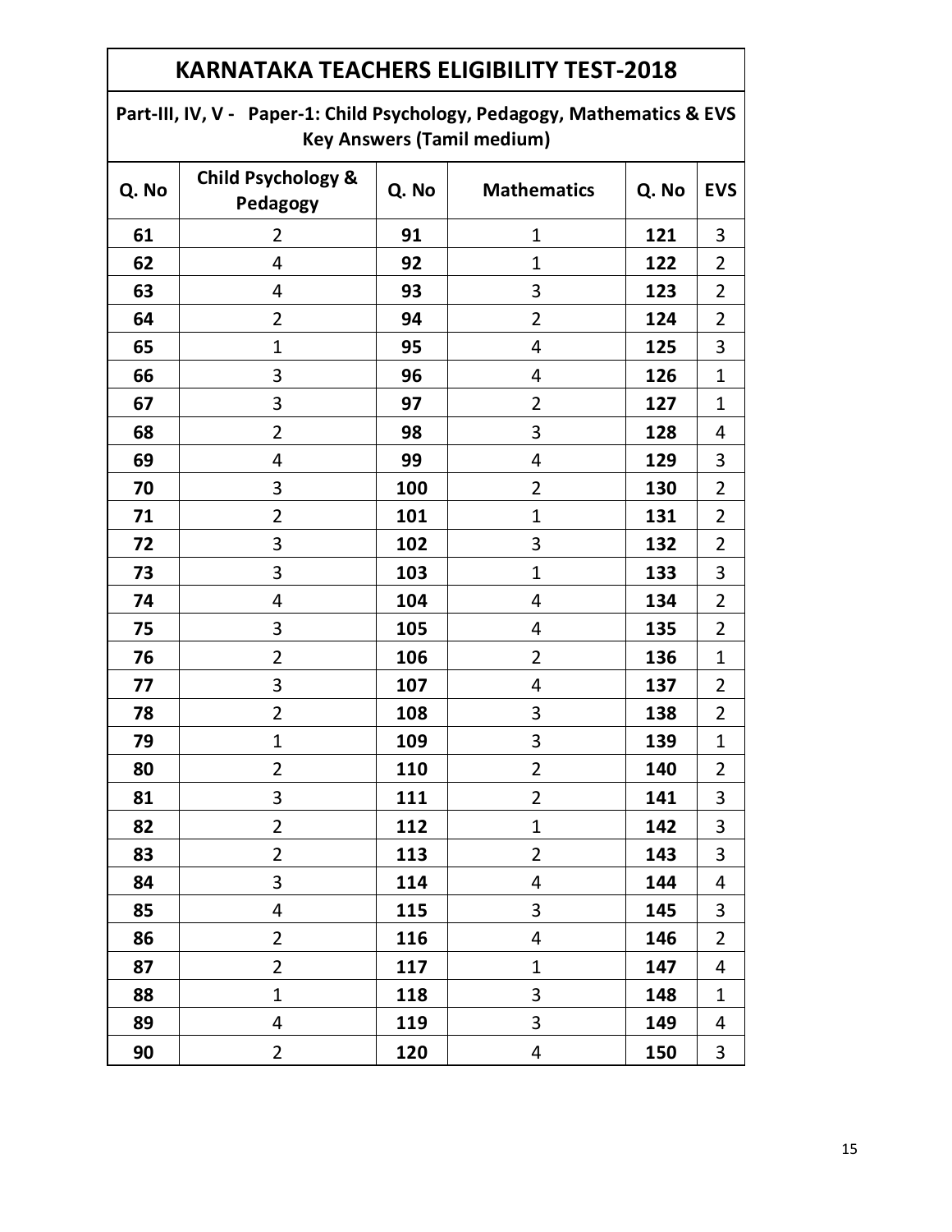# KARNATAKA TEACHERS ELIGIBILITY TEST-2018

## Part-III, IV, V - Paper-1: Child Psychology, Pedagogy, Mathematics & EVS Key Answers (Tamil medium)

| Q. No | Child Psychology & Pedagogy | Q. No | Mathematics | Q. No | EVS |
|---|---|---|---|---|---|
| 61 | 2 | 91 | 1 | 121 | 3 |
| 62 | 4 | 92 | 1 | 122 | 2 |
| 63 | 4 | 93 | 3 | 123 | 2 |
| 64 | 2 | 94 | 2 | 124 | 2 |
| 65 | 1 | 95 | 4 | 125 | 3 |
| 66 | 3 | 96 | 4 | 126 | 1 |
| 67 | 3 | 97 | 2 | 127 | 1 |
| 68 | 2 | 98 | 3 | 128 | 4 |
| 69 | 4 | 99 | 4 | 129 | 3 |
| 70 | 3 | 100 | 2 | 130 | 2 |
| 71 | 2 | 101 | 1 | 131 | 2 |
| 72 | 3 | 102 | 3 | 132 | 2 |
| 73 | 3 | 103 | 1 | 133 | 3 |
| 74 | 4 | 104 | 4 | 134 | 2 |
| 75 | 3 | 105 | 4 | 135 | 2 |
| 76 | 2 | 106 | 2 | 136 | 1 |
| 77 | 3 | 107 | 4 | 137 | 2 |
| 78 | 2 | 108 | 3 | 138 | 2 |
| 79 | 1 | 109 | 3 | 139 | 1 |
| 80 | 2 | 110 | 2 | 140 | 2 |
| 81 | 3 | 111 | 2 | 141 | 3 |
| 82 | 2 | 112 | 1 | 142 | 3 |
| 83 | 2 | 113 | 2 | 143 | 3 |
| 84 | 3 | 114 | 4 | 144 | 4 |
| 85 | 4 | 115 | 3 | 145 | 3 |
| 86 | 2 | 116 | 4 | 146 | 2 |
| 87 | 2 | 117 | 1 | 147 | 4 |
| 88 | 1 | 118 | 3 | 148 | 1 |
| 89 | 4 | 119 | 3 | 149 | 4 |
| 90 | 2 | 120 | 4 | 150 | 3 |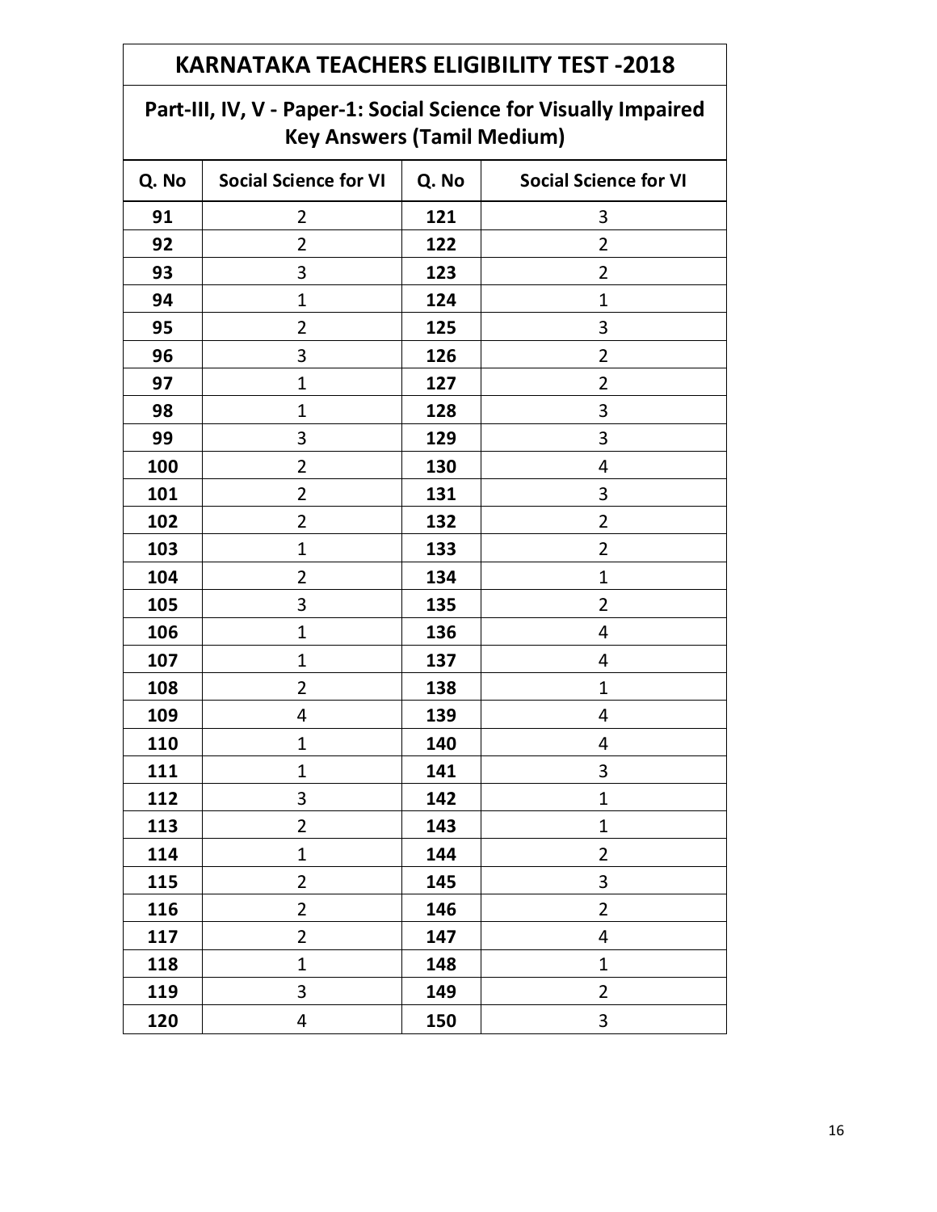| KARNATAKA TEACHERS ELIGIBILITY TEST -2018 | | | |
|---|---|---|---|
| Part-III, IV, V - Paper-1: Social Science for Visually Impaired Key Answers (Tamil Medium) | | | |
| **Q. No** | **Social Science for VI** | **Q. No** | **Social Science for VI** |
| **91** | 2 | **121** | 3 |
| **92** | 2 | **122** | 2 |
| **93** | 3 | **123** | 2 |
| **94** | 1 | **124** | 1 |
| **95** | 2 | **125** | 3 |
| **96** | 3 | **126** | 2 |
| **97** | 1 | **127** | 2 |
| **98** | 1 | **128** | 3 |
| **99** | 3 | **129** | 3 |
| **100** | 2 | **130** | 4 |
| **101** | 2 | **131** | 3 |
| **102** | 2 | **132** | 2 |
| **103** | 1 | **133** | 2 |
| **104** | 2 | **134** | 1 |
| **105** | 3 | **135** | 2 |
| **106** | 1 | **136** | 4 |
| **107** | 1 | **137** | 4 |
| **108** | 2 | **138** | 1 |
| **109** | 4 | **139** | 4 |
| **110** | 1 | **140** | 4 |
| **111** | 1 | **141** | 3 |
| **112** | 3 | **142** | 1 |
| **113** | 2 | **143** | 1 |
| **114** | 1 | **144** | 2 |
| **115** | 2 | **145** | 3 |
| **116** | 2 | **146** | 2 |
| **117** | 2 | **147** | 4 |
| **118** | 1 | **148** | 1 |
| **119** | 3 | **149** | 2 |
| **120** | 4 | **150** | 3 |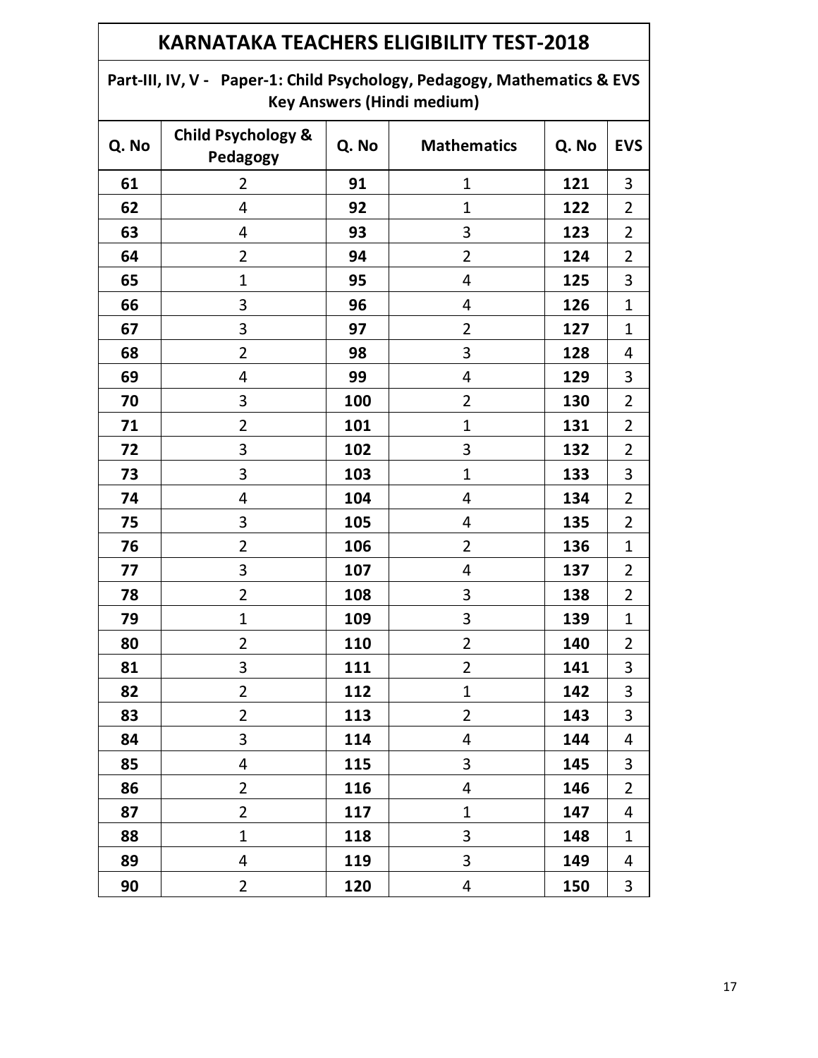# KARNATAKA TEACHERS ELIGIBILITY TEST-2018

## Part-III, IV, V - Paper-1: Child Psychology, Pedagogy, Mathematics & EVS Key Answers (Hindi medium)

| Q. No | Child Psychology & Pedagogy | Q. No | Mathematics | Q. No | EVS |
|---|---|---|---|---|---|
| 61 | 2 | 91 | 1 | 121 | 3 |
| 62 | 4 | 92 | 1 | 122 | 2 |
| 63 | 4 | 93 | 3 | 123 | 2 |
| 64 | 2 | 94 | 2 | 124 | 2 |
| 65 | 1 | 95 | 4 | 125 | 3 |
| 66 | 3 | 96 | 4 | 126 | 1 |
| 67 | 3 | 97 | 2 | 127 | 1 |
| 68 | 2 | 98 | 3 | 128 | 4 |
| 69 | 4 | 99 | 4 | 129 | 3 |
| 70 | 3 | 100 | 2 | 130 | 2 |
| 71 | 2 | 101 | 1 | 131 | 2 |
| 72 | 3 | 102 | 3 | 132 | 2 |
| 73 | 3 | 103 | 1 | 133 | 3 |
| 74 | 4 | 104 | 4 | 134 | 2 |
| 75 | 3 | 105 | 4 | 135 | 2 |
| 76 | 2 | 106 | 2 | 136 | 1 |
| 77 | 3 | 107 | 4 | 137 | 2 |
| 78 | 2 | 108 | 3 | 138 | 2 |
| 79 | 1 | 109 | 3 | 139 | 1 |
| 80 | 2 | 110 | 2 | 140 | 2 |
| 81 | 3 | 111 | 2 | 141 | 3 |
| 82 | 2 | 112 | 1 | 142 | 3 |
| 83 | 2 | 113 | 2 | 143 | 3 |
| 84 | 3 | 114 | 4 | 144 | 4 |
| 85 | 4 | 115 | 3 | 145 | 3 |
| 86 | 2 | 116 | 4 | 146 | 2 |
| 87 | 2 | 117 | 1 | 147 | 4 |
| 88 | 1 | 118 | 3 | 148 | 1 |
| 89 | 4 | 119 | 3 | 149 | 4 |
| 90 | 2 | 120 | 4 | 150 | 3 |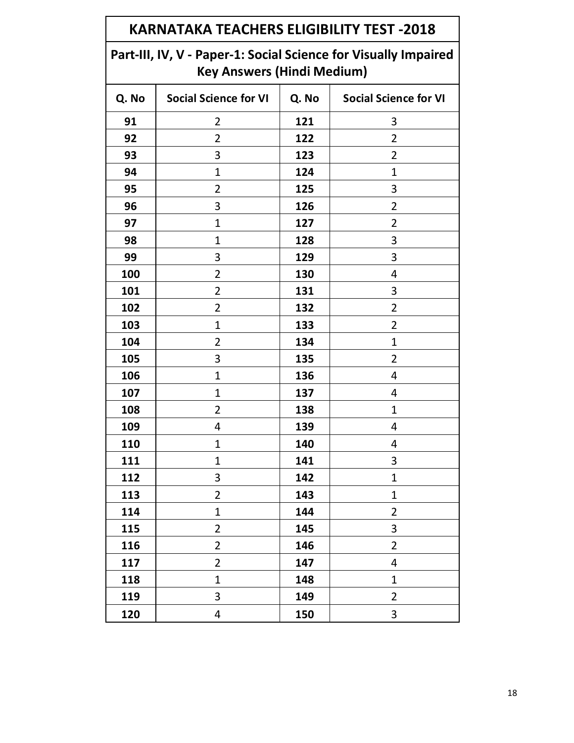# KARNATAKA TEACHERS ELIGIBILITY TEST -2018

## Part-III, IV, V - Paper-1: Social Science for Visually Impaired Key Answers (Hindi Medium)

| Q. No | Social Science for VI | Q. No | Social Science for VI |
|---|---|---|---|
| 91 | 2 | 121 | 3 |
| 92 | 2 | 122 | 2 |
| 93 | 3 | 123 | 2 |
| 94 | 1 | 124 | 1 |
| 95 | 2 | 125 | 3 |
| 96 | 3 | 126 | 2 |
| 97 | 1 | 127 | 2 |
| 98 | 1 | 128 | 3 |
| 99 | 3 | 129 | 3 |
| 100 | 2 | 130 | 4 |
| 101 | 2 | 131 | 3 |
| 102 | 2 | 132 | 2 |
| 103 | 1 | 133 | 2 |
| 104 | 2 | 134 | 1 |
| 105 | 3 | 135 | 2 |
| 106 | 1 | 136 | 4 |
| 107 | 1 | 137 | 4 |
| 108 | 2 | 138 | 1 |
| 109 | 4 | 139 | 4 |
| 110 | 1 | 140 | 4 |
| 111 | 1 | 141 | 3 |
| 112 | 3 | 142 | 1 |
| 113 | 2 | 143 | 1 |
| 114 | 1 | 144 | 2 |
| 115 | 2 | 145 | 3 |
| 116 | 2 | 146 | 2 |
| 117 | 2 | 147 | 4 |
| 118 | 1 | 148 | 1 |
| 119 | 3 | 149 | 2 |
| 120 | 4 | 150 | 3 |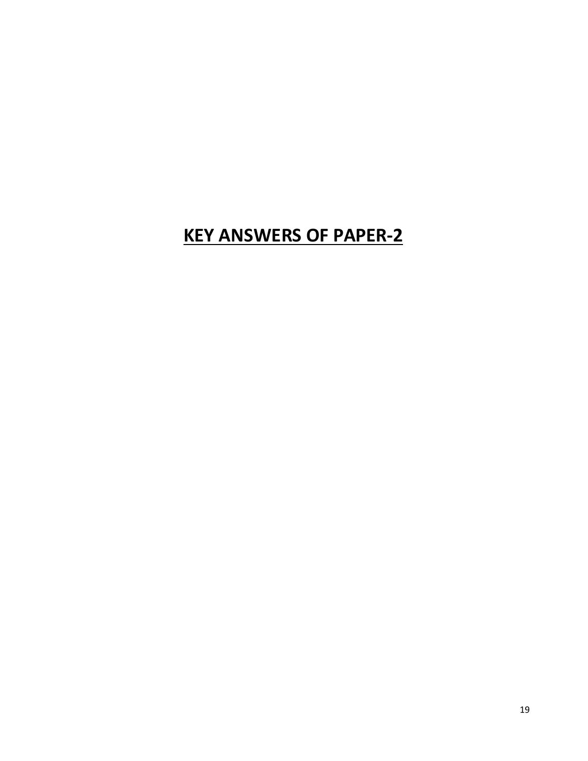# KEY ANSWERS OF PAPER-2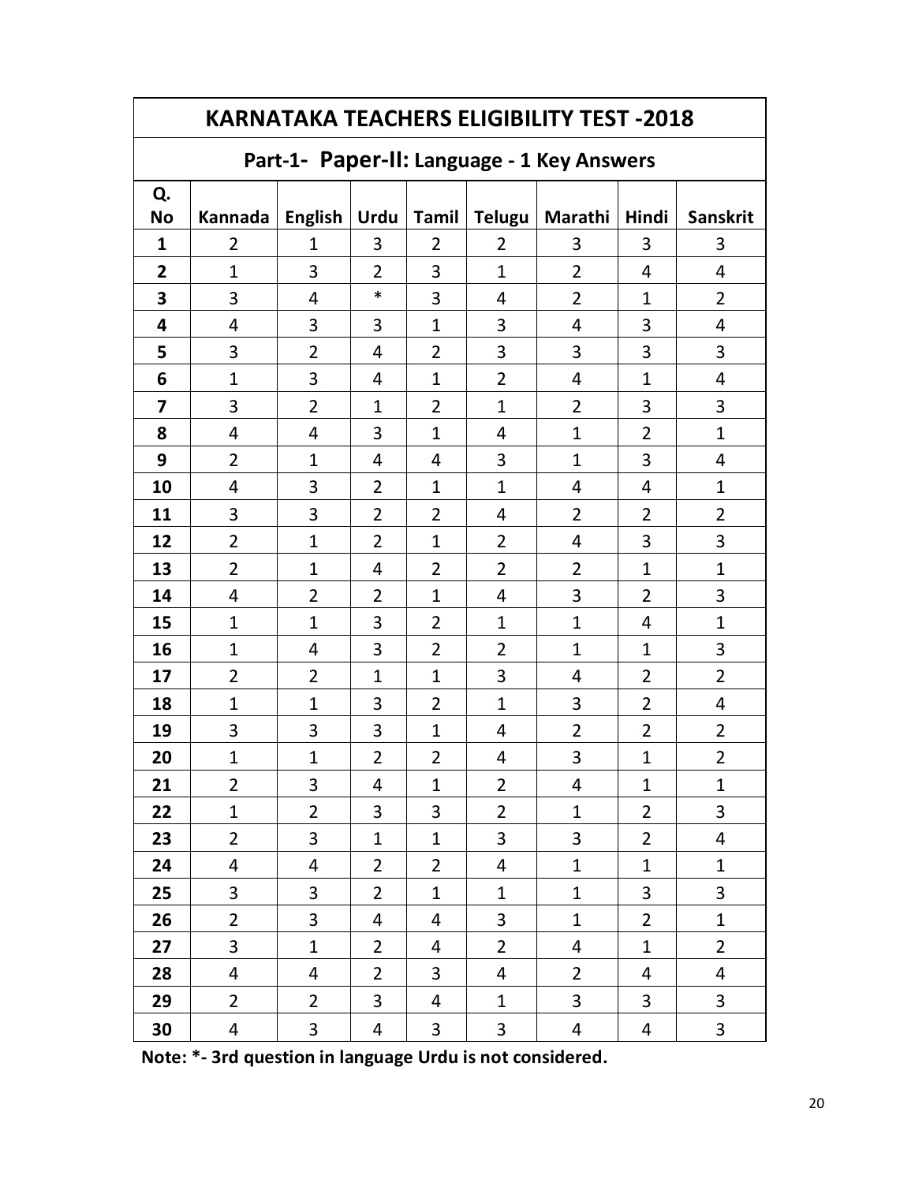# KARNATAKA TEACHERS ELIGIBILITY TEST -2018

## Part-1- Paper-II: Language - 1 Key Answers

| Q. No | Kannada | English | Urdu | Tamil | Telugu | Marathi | Hindi | Sanskrit |
|---|---|---|---|---|---|---|---|---|
| **1** | 2 | 1 | 3 | 2 | 2 | 3 | 3 | 3 |
| **2** | 1 | 3 | 2 | 3 | 1 | 2 | 4 | 4 |
| **3** | 3 | 4 | * | 3 | 4 | 2 | 1 | 2 |
| **4** | 4 | 3 | 3 | 1 | 3 | 4 | 3 | 4 |
| **5** | 3 | 2 | 4 | 2 | 3 | 3 | 3 | 3 |
| **6** | 1 | 3 | 4 | 1 | 2 | 4 | 1 | 4 |
| **7** | 3 | 2 | 1 | 2 | 1 | 2 | 3 | 3 |
| **8** | 4 | 4 | 3 | 1 | 4 | 1 | 2 | 1 |
| **9** | 2 | 1 | 4 | 4 | 3 | 1 | 3 | 4 |
| **10** | 4 | 3 | 2 | 1 | 1 | 4 | 4 | 1 |
| **11** | 3 | 3 | 2 | 2 | 4 | 2 | 2 | 2 |
| **12** | 2 | 1 | 2 | 1 | 2 | 4 | 3 | 3 |
| **13** | 2 | 1 | 4 | 2 | 2 | 2 | 1 | 1 |
| **14** | 4 | 2 | 2 | 1 | 4 | 3 | 2 | 3 |
| **15** | 1 | 1 | 3 | 2 | 1 | 1 | 4 | 1 |
| **16** | 1 | 4 | 3 | 2 | 2 | 1 | 1 | 3 |
| **17** | 2 | 2 | 1 | 1 | 3 | 4 | 2 | 2 |
| **18** | 1 | 1 | 3 | 2 | 1 | 3 | 2 | 4 |
| **19** | 3 | 3 | 3 | 1 | 4 | 2 | 2 | 2 |
| **20** | 1 | 1 | 2 | 2 | 4 | 3 | 1 | 2 |
| **21** | 2 | 3 | 4 | 1 | 2 | 4 | 1 | 1 |
| **22** | 1 | 2 | 3 | 3 | 2 | 1 | 2 | 3 |
| **23** | 2 | 3 | 1 | 1 | 3 | 3 | 2 | 4 |
| **24** | 4 | 4 | 2 | 2 | 4 | 1 | 1 | 1 |
| **25** | 3 | 3 | 2 | 1 | 1 | 1 | 3 | 3 |
| **26** | 2 | 3 | 4 | 4 | 3 | 1 | 2 | 1 |
| **27** | 3 | 1 | 2 | 4 | 2 | 4 | 1 | 2 |
| **28** | 4 | 4 | 2 | 3 | 4 | 2 | 4 | 4 |
| **29** | 2 | 2 | 3 | 4 | 1 | 3 | 3 | 3 |
| **30** | 4 | 3 | 4 | 3 | 3 | 4 | 4 | 3 |

**Note: *- 3rd question in language Urdu is not considered.**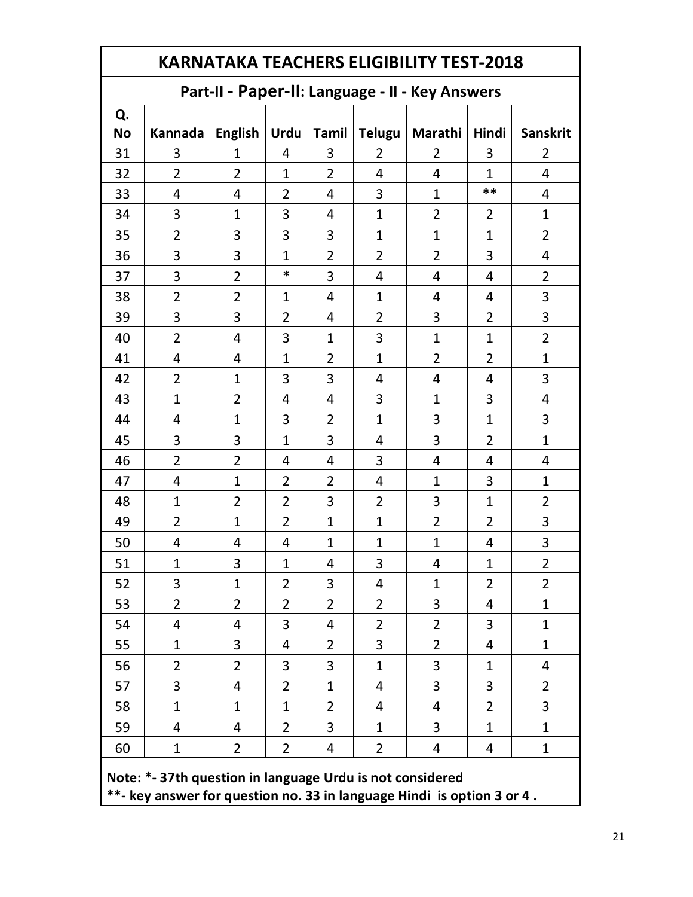# KARNATAKA TEACHERS ELIGIBILITY TEST-2018

## Part-II - Paper-II: Language - II - Key Answers

| Q. No | Kannada | English | Urdu | Tamil | Telugu | Marathi | Hindi | Sanskrit |
|---|---|---|---|---|---|---|---|---|
| 31 | 3 | 1 | 4 | 3 | 2 | 2 | 3 | 2 |
| 32 | 2 | 2 | 1 | 2 | 4 | 4 | 1 | 4 |
| 33 | 4 | 4 | 2 | 4 | 3 | 1 | ** | 4 |
| 34 | 3 | 1 | 3 | 4 | 1 | 2 | 2 | 1 |
| 35 | 2 | 3 | 3 | 3 | 1 | 1 | 1 | 2 |
| 36 | 3 | 3 | 1 | 2 | 2 | 2 | 3 | 4 |
| 37 | 3 | 2 | * | 3 | 4 | 4 | 4 | 2 |
| 38 | 2 | 2 | 1 | 4 | 1 | 4 | 4 | 3 |
| 39 | 3 | 3 | 2 | 4 | 2 | 3 | 2 | 3 |
| 40 | 2 | 4 | 3 | 1 | 3 | 1 | 1 | 2 |
| 41 | 4 | 4 | 1 | 2 | 1 | 2 | 2 | 1 |
| 42 | 2 | 1 | 3 | 3 | 4 | 4 | 4 | 3 |
| 43 | 1 | 2 | 4 | 4 | 3 | 1 | 3 | 4 |
| 44 | 4 | 1 | 3 | 2 | 1 | 3 | 1 | 3 |
| 45 | 3 | 3 | 1 | 3 | 4 | 3 | 2 | 1 |
| 46 | 2 | 2 | 4 | 4 | 3 | 4 | 4 | 4 |
| 47 | 4 | 1 | 2 | 2 | 4 | 1 | 3 | 1 |
| 48 | 1 | 2 | 2 | 3 | 2 | 3 | 1 | 2 |
| 49 | 2 | 1 | 2 | 1 | 1 | 2 | 2 | 3 |
| 50 | 4 | 4 | 4 | 1 | 1 | 1 | 4 | 3 |
| 51 | 1 | 3 | 1 | 4 | 3 | 4 | 1 | 2 |
| 52 | 3 | 1 | 2 | 3 | 4 | 1 | 2 | 2 |
| 53 | 2 | 2 | 2 | 2 | 2 | 3 | 4 | 1 |
| 54 | 4 | 4 | 3 | 4 | 2 | 2 | 3 | 1 |
| 55 | 1 | 3 | 4 | 2 | 3 | 2 | 4 | 1 |
| 56 | 2 | 2 | 3 | 3 | 1 | 3 | 1 | 4 |
| 57 | 3 | 4 | 2 | 1 | 4 | 3 | 3 | 2 |
| 58 | 1 | 1 | 1 | 2 | 4 | 4 | 2 | 3 |
| 59 | 4 | 4 | 2 | 3 | 1 | 3 | 1 | 1 |
| 60 | 1 | 2 | 2 | 4 | 2 | 4 | 4 | 1 |

**Note: *- 37th question in language Urdu is not considered**

****- key answer for question no. 33 in language Hindi is option 3 or 4 .**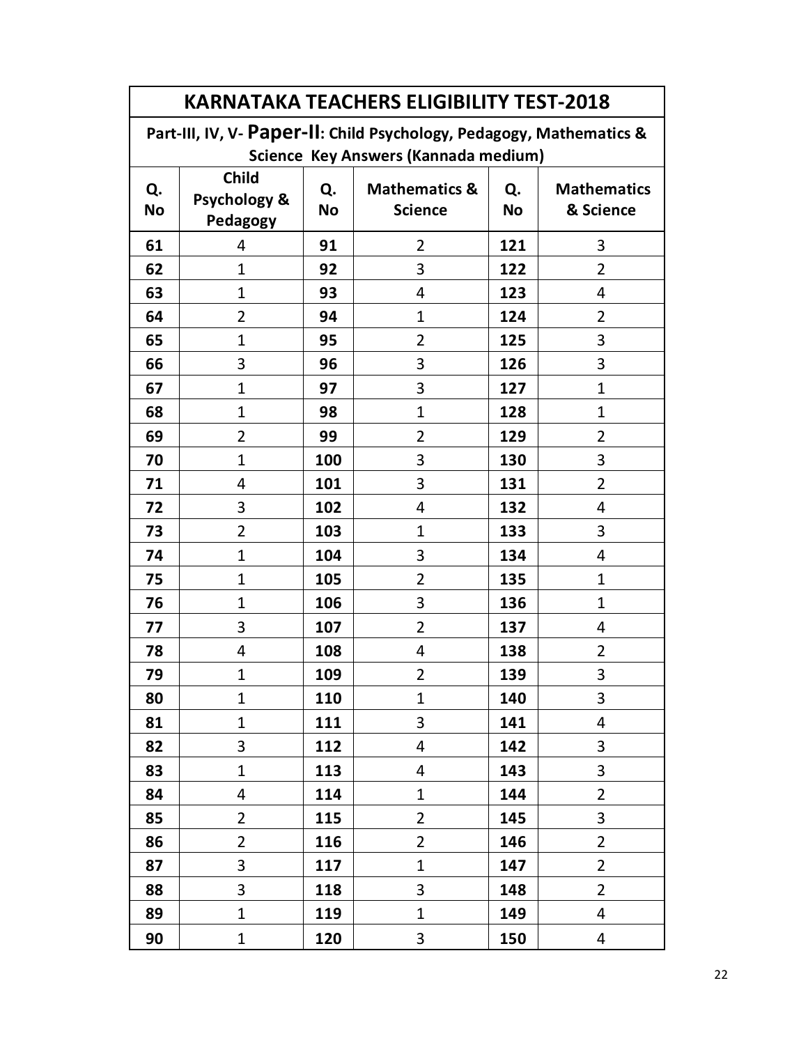| KARATAKA TEACHERS ELIGIBILITY TEST-2018 | | | | | |
|---|---|---|---|---|---|
| **Part-III, IV, V- Paper-II: Child Psychology, Pedagogy, Mathematics & Science Key Answers (Kannada medium)** | | | | | |
| **Q. No** | **Child Psychology & Pedagogy** | **Q. No** | **Mathematics & Science** | **Q. No** | **Mathematics & Science** |
| **61** | 4 | **91** | 2 | **121** | 3 |
| **62** | 1 | **92** | 3 | **122** | 2 |
| **63** | 1 | **93** | 4 | **123** | 4 |
| **64** | 2 | **94** | 1 | **124** | 2 |
| **65** | 1 | **95** | 2 | **125** | 3 |
| **66** | 3 | **96** | 3 | **126** | 3 |
| **67** | 1 | **97** | 3 | **127** | 1 |
| **68** | 1 | **98** | 1 | **128** | 1 |
| **69** | 2 | **99** | 2 | **129** | 2 |
| **70** | 1 | **100** | 3 | **130** | 3 |
| **71** | 4 | **101** | 3 | **131** | 2 |
| **72** | 3 | **102** | 4 | **132** | 4 |
| **73** | 2 | **103** | 1 | **133** | 3 |
| **74** | 1 | **104** | 3 | **134** | 4 |
| **75** | 1 | **105** | 2 | **135** | 1 |
| **76** | 1 | **106** | 3 | **136** | 1 |
| **77** | 3 | **107** | 2 | **137** | 4 |
| **78** | 4 | **108** | 4 | **138** | 2 |
| **79** | 1 | **109** | 2 | **139** | 3 |
| **80** | 1 | **110** | 1 | **140** | 3 |
| **81** | 1 | **111** | 3 | **141** | 4 |
| **82** | 3 | **112** | 4 | **142** | 3 |
| **83** | 1 | **113** | 4 | **143** | 3 |
| **84** | 4 | **114** | 1 | **144** | 2 |
| **85** | 2 | **115** | 2 | **145** | 3 |
| **86** | 2 | **116** | 2 | **146** | 2 |
| **87** | 3 | **117** | 1 | **147** | 2 |
| **88** | 3 | **118** | 3 | **148** | 2 |
| **89** | 1 | **119** | 1 | **149** | 4 |
| **90** | 1 | **120** | 3 | **150** | 4 |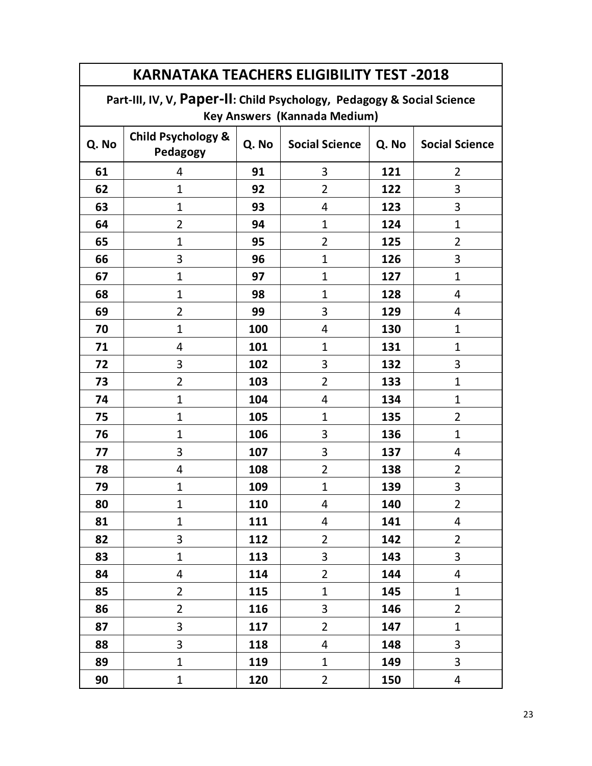| KARNATAKA TEACHERS ELIGIBILITY TEST -2018 | | | | | |
|---|---|---|---|---|---|
| Part-III, IV, V, **Paper-II**: Child Psychology, Pedagogy & Social Science Key Answers (Kannada Medium) | | | | | |
| **Q. No** | **Child Psychology & Pedagogy** | **Q. No** | **Social Science** | **Q. No** | **Social Science** |
| **61** | 4 | **91** | 3 | **121** | 2 |
| **62** | 1 | **92** | 2 | **122** | 3 |
| **63** | 1 | **93** | 4 | **123** | 3 |
| **64** | 2 | **94** | 1 | **124** | 1 |
| **65** | 1 | **95** | 2 | **125** | 2 |
| **66** | 3 | **96** | 1 | **126** | 3 |
| **67** | 1 | **97** | 1 | **127** | 1 |
| **68** | 1 | **98** | 1 | **128** | 4 |
| **69** | 2 | **99** | 3 | **129** | 4 |
| **70** | 1 | **100** | 4 | **130** | 1 |
| **71** | 4 | **101** | 1 | **131** | 1 |
| **72** | 3 | **102** | 3 | **132** | 3 |
| **73** | 2 | **103** | 2 | **133** | 1 |
| **74** | 1 | **104** | 4 | **134** | 1 |
| **75** | 1 | **105** | 1 | **135** | 2 |
| **76** | 1 | **106** | 3 | **136** | 1 |
| **77** | 3 | **107** | 3 | **137** | 4 |
| **78** | 4 | **108** | 2 | **138** | 2 |
| **79** | 1 | **109** | 1 | **139** | 3 |
| **80** | 1 | **110** | 4 | **140** | 2 |
| **81** | 1 | **111** | 4 | **141** | 4 |
| **82** | 3 | **112** | 2 | **142** | 2 |
| **83** | 1 | **113** | 3 | **143** | 3 |
| **84** | 4 | **114** | 2 | **144** | 4 |
| **85** | 2 | **115** | 1 | **145** | 1 |
| **86** | 2 | **116** | 3 | **146** | 2 |
| **87** | 3 | **117** | 2 | **147** | 1 |
| **88** | 3 | **118** | 4 | **148** | 3 |
| **89** | 1 | **119** | 1 | **149** | 3 |
| **90** | 1 | **120** | 2 | **150** | 4 |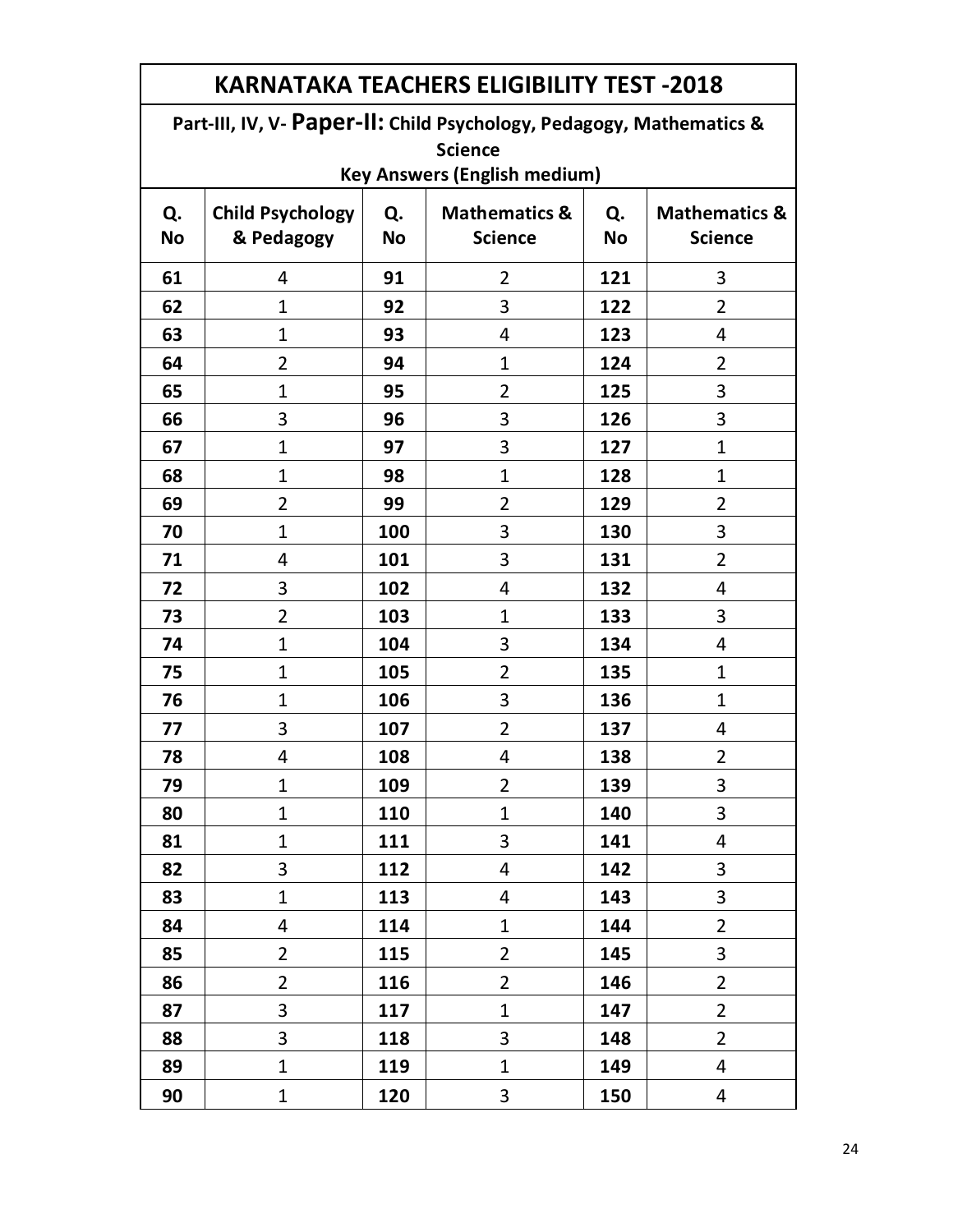## KARNATAKA TEACHERS ELIGIBILITY TEST -2018

### Part-III, IV, V- Paper-II: Child Psychology, Pedagogy, Mathematics & Science

**Key Answers (English medium)**

| Q. No | Child Psychology & Pedagogy | Q. No | Mathematics & Science | Q. No | Mathematics & Science |
|---|---|---|---|---|---|
| 61 | 4 | 91 | 2 | 121 | 3 |
| 62 | 1 | 92 | 3 | 122 | 2 |
| 63 | 1 | 93 | 4 | 123 | 4 |
| 64 | 2 | 94 | 1 | 124 | 2 |
| 65 | 1 | 95 | 2 | 125 | 3 |
| 66 | 3 | 96 | 3 | 126 | 3 |
| 67 | 1 | 97 | 3 | 127 | 1 |
| 68 | 1 | 98 | 1 | 128 | 1 |
| 69 | 2 | 99 | 2 | 129 | 2 |
| 70 | 1 | 100 | 3 | 130 | 3 |
| 71 | 4 | 101 | 3 | 131 | 2 |
| 72 | 3 | 102 | 4 | 132 | 4 |
| 73 | 2 | 103 | 1 | 133 | 3 |
| 74 | 1 | 104 | 3 | 134 | 4 |
| 75 | 1 | 105 | 2 | 135 | 1 |
| 76 | 1 | 106 | 3 | 136 | 1 |
| 77 | 3 | 107 | 2 | 137 | 4 |
| 78 | 4 | 108 | 4 | 138 | 2 |
| 79 | 1 | 109 | 2 | 139 | 3 |
| 80 | 1 | 110 | 1 | 140 | 3 |
| 81 | 1 | 111 | 3 | 141 | 4 |
| 82 | 3 | 112 | 4 | 142 | 3 |
| 83 | 1 | 113 | 4 | 143 | 3 |
| 84 | 4 | 114 | 1 | 144 | 2 |
| 85 | 2 | 115 | 2 | 145 | 3 |
| 86 | 2 | 116 | 2 | 146 | 2 |
| 87 | 3 | 117 | 1 | 147 | 2 |
| 88 | 3 | 118 | 3 | 148 | 2 |
| 89 | 1 | 119 | 1 | 149 | 4 |
| 90 | 1 | 120 | 3 | 150 | 4 |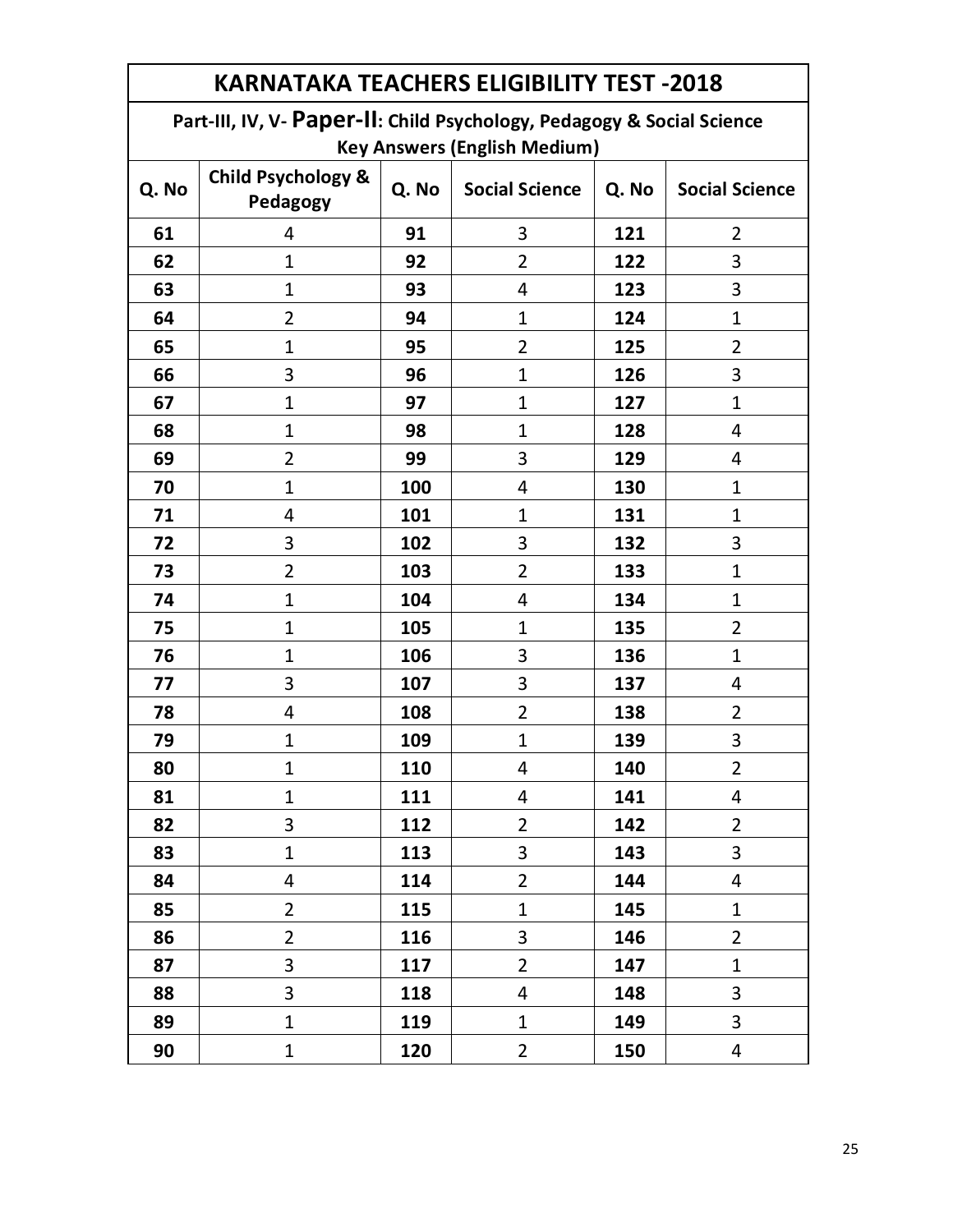# KARNATAKA TEACHERS ELIGIBILITY TEST -2018

## Part-III, IV, V- Paper-II: Child Psychology, Pedagogy & Social Science Key Answers (English Medium)

| Q. No | Child Psychology & Pedagogy | Q. No | Social Science | Q. No | Social Science |
|---|---|---|---|---|---|
| 61 | 4 | 91 | 3 | 121 | 2 |
| 62 | 1 | 92 | 2 | 122 | 3 |
| 63 | 1 | 93 | 4 | 123 | 3 |
| 64 | 2 | 94 | 1 | 124 | 1 |
| 65 | 1 | 95 | 2 | 125 | 2 |
| 66 | 3 | 96 | 1 | 126 | 3 |
| 67 | 1 | 97 | 1 | 127 | 1 |
| 68 | 1 | 98 | 1 | 128 | 4 |
| 69 | 2 | 99 | 3 | 129 | 4 |
| 70 | 1 | 100 | 4 | 130 | 1 |
| 71 | 4 | 101 | 1 | 131 | 1 |
| 72 | 3 | 102 | 3 | 132 | 3 |
| 73 | 2 | 103 | 2 | 133 | 1 |
| 74 | 1 | 104 | 4 | 134 | 1 |
| 75 | 1 | 105 | 1 | 135 | 2 |
| 76 | 1 | 106 | 3 | 136 | 1 |
| 77 | 3 | 107 | 3 | 137 | 4 |
| 78 | 4 | 108 | 2 | 138 | 2 |
| 79 | 1 | 109 | 1 | 139 | 3 |
| 80 | 1 | 110 | 4 | 140 | 2 |
| 81 | 1 | 111 | 4 | 141 | 4 |
| 82 | 3 | 112 | 2 | 142 | 2 |
| 83 | 1 | 113 | 3 | 143 | 3 |
| 84 | 4 | 114 | 2 | 144 | 4 |
| 85 | 2 | 115 | 1 | 145 | 1 |
| 86 | 2 | 116 | 3 | 146 | 2 |
| 87 | 3 | 117 | 2 | 147 | 1 |
| 88 | 3 | 118 | 4 | 148 | 3 |
| 89 | 1 | 119 | 1 | 149 | 3 |
| 90 | 1 | 120 | 2 | 150 | 4 |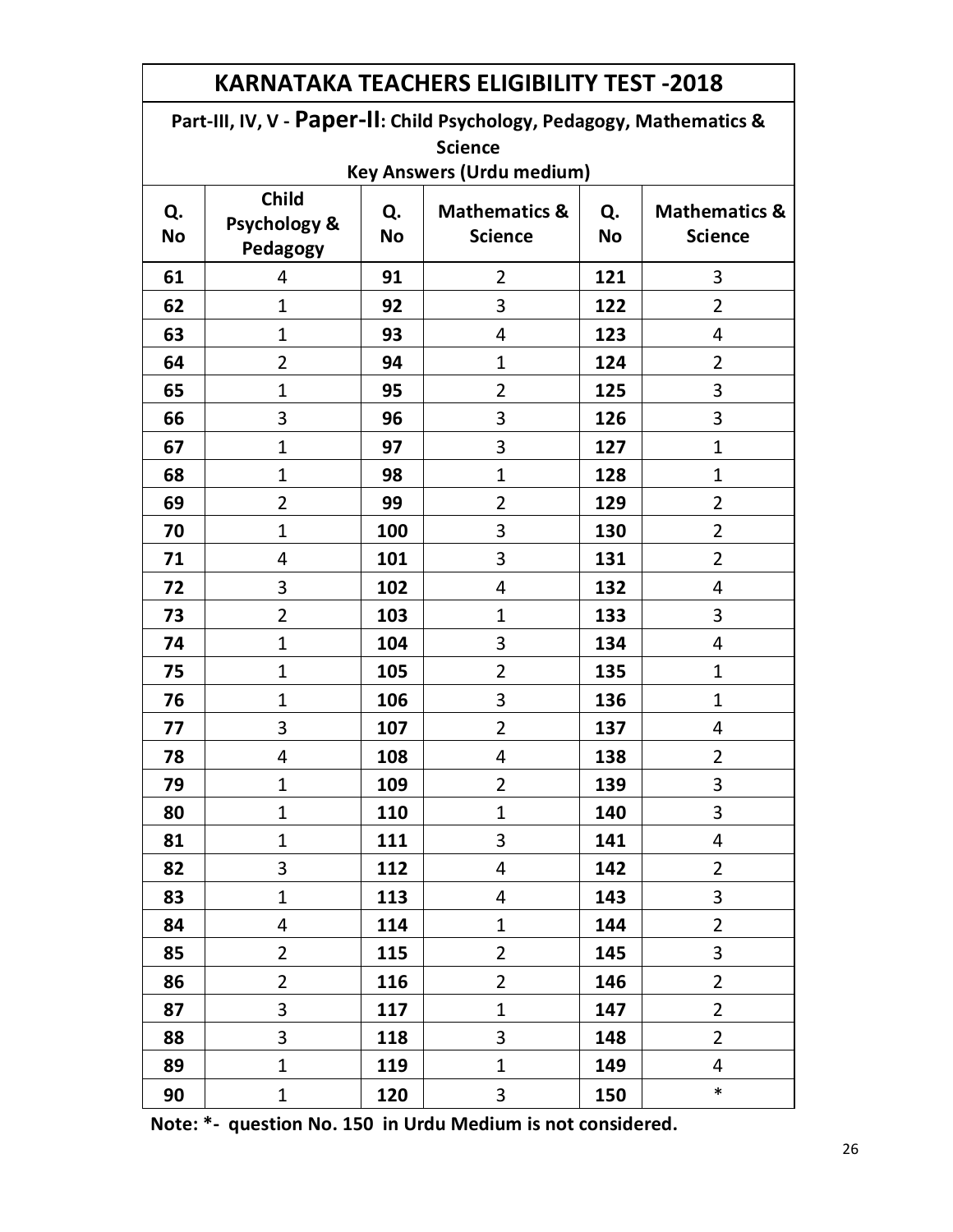## KARNATAKA TEACHERS ELIGIBILITY TEST -2018

### Part-III, IV, V - Paper-II: Child Psychology, Pedagogy, Mathematics & Science

**Key Answers (Urdu medium)**

| Q. No | Child Psychology & Pedagogy | Q. No | Mathematics & Science | Q. No | Mathematics & Science |
|---|---|---|---|---|---|
| 61 | 4 | 91 | 2 | 121 | 3 |
| 62 | 1 | 92 | 3 | 122 | 2 |
| 63 | 1 | 93 | 4 | 123 | 4 |
| 64 | 2 | 94 | 1 | 124 | 2 |
| 65 | 1 | 95 | 2 | 125 | 3 |
| 66 | 3 | 96 | 3 | 126 | 3 |
| 67 | 1 | 97 | 3 | 127 | 1 |
| 68 | 1 | 98 | 1 | 128 | 1 |
| 69 | 2 | 99 | 2 | 129 | 2 |
| 70 | 1 | 100 | 3 | 130 | 2 |
| 71 | 4 | 101 | 3 | 131 | 2 |
| 72 | 3 | 102 | 4 | 132 | 4 |
| 73 | 2 | 103 | 1 | 133 | 3 |
| 74 | 1 | 104 | 3 | 134 | 4 |
| 75 | 1 | 105 | 2 | 135 | 1 |
| 76 | 1 | 106 | 3 | 136 | 1 |
| 77 | 3 | 107 | 2 | 137 | 4 |
| 78 | 4 | 108 | 4 | 138 | 2 |
| 79 | 1 | 109 | 2 | 139 | 3 |
| 80 | 1 | 110 | 1 | 140 | 3 |
| 81 | 1 | 111 | 3 | 141 | 4 |
| 82 | 3 | 112 | 4 | 142 | 2 |
| 83 | 1 | 113 | 4 | 143 | 3 |
| 84 | 4 | 114 | 1 | 144 | 2 |
| 85 | 2 | 115 | 2 | 145 | 3 |
| 86 | 2 | 116 | 2 | 146 | 2 |
| 87 | 3 | 117 | 1 | 147 | 2 |
| 88 | 3 | 118 | 3 | 148 | 2 |
| 89 | 1 | 119 | 1 | 149 | 4 |
| 90 | 1 | 120 | 3 | 150 | * |

**Note: *- question No. 150 in Urdu Medium is not considered.**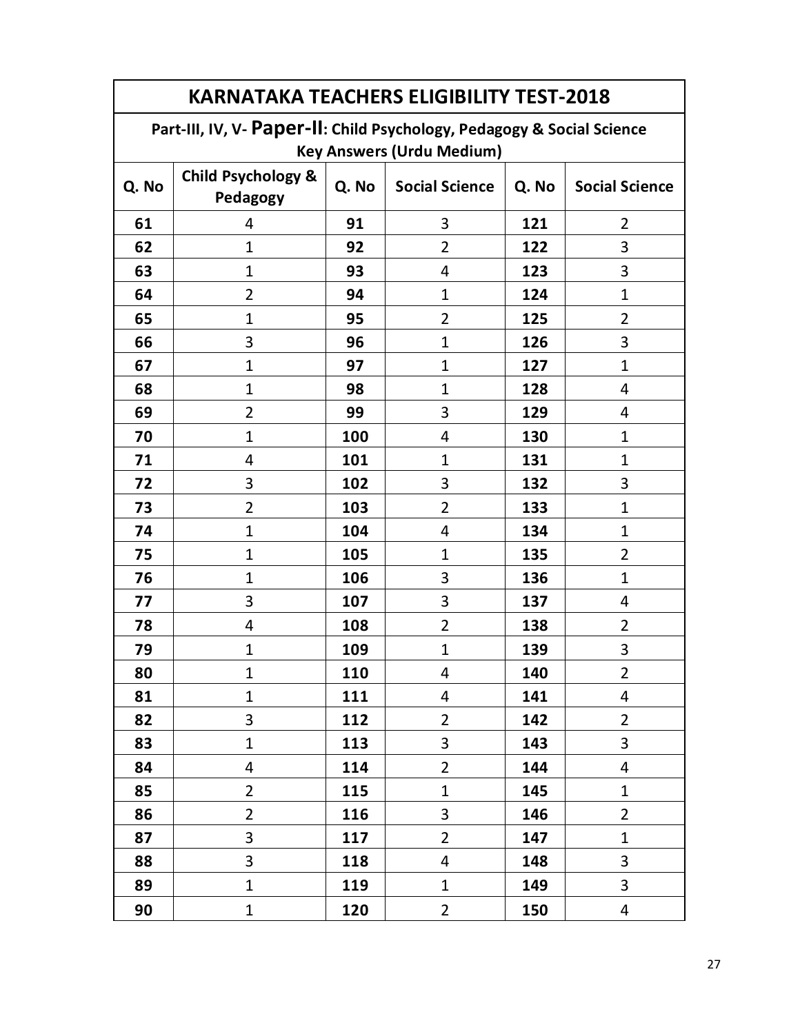# KARNATAKA TEACHERS ELIGIBILITY TEST-2018

## Part-III, IV, V- Paper-II: Child Psychology, Pedagogy & Social Science Key Answers (Urdu Medium)

| Q. No | Child Psychology & Pedagogy | Q. No | Social Science | Q. No | Social Science |
|---|---|---|---|---|---|
| 61 | 4 | 91 | 3 | 121 | 2 |
| 62 | 1 | 92 | 2 | 122 | 3 |
| 63 | 1 | 93 | 4 | 123 | 3 |
| 64 | 2 | 94 | 1 | 124 | 1 |
| 65 | 1 | 95 | 2 | 125 | 2 |
| 66 | 3 | 96 | 1 | 126 | 3 |
| 67 | 1 | 97 | 1 | 127 | 1 |
| 68 | 1 | 98 | 1 | 128 | 4 |
| 69 | 2 | 99 | 3 | 129 | 4 |
| 70 | 1 | 100 | 4 | 130 | 1 |
| 71 | 4 | 101 | 1 | 131 | 1 |
| 72 | 3 | 102 | 3 | 132 | 3 |
| 73 | 2 | 103 | 2 | 133 | 1 |
| 74 | 1 | 104 | 4 | 134 | 1 |
| 75 | 1 | 105 | 1 | 135 | 2 |
| 76 | 1 | 106 | 3 | 136 | 1 |
| 77 | 3 | 107 | 3 | 137 | 4 |
| 78 | 4 | 108 | 2 | 138 | 2 |
| 79 | 1 | 109 | 1 | 139 | 3 |
| 80 | 1 | 110 | 4 | 140 | 2 |
| 81 | 1 | 111 | 4 | 141 | 4 |
| 82 | 3 | 112 | 2 | 142 | 2 |
| 83 | 1 | 113 | 3 | 143 | 3 |
| 84 | 4 | 114 | 2 | 144 | 4 |
| 85 | 2 | 115 | 1 | 145 | 1 |
| 86 | 2 | 116 | 3 | 146 | 2 |
| 87 | 3 | 117 | 2 | 147 | 1 |
| 88 | 3 | 118 | 4 | 148 | 3 |
| 89 | 1 | 119 | 1 | 149 | 3 |
| 90 | 1 | 120 | 2 | 150 | 4 |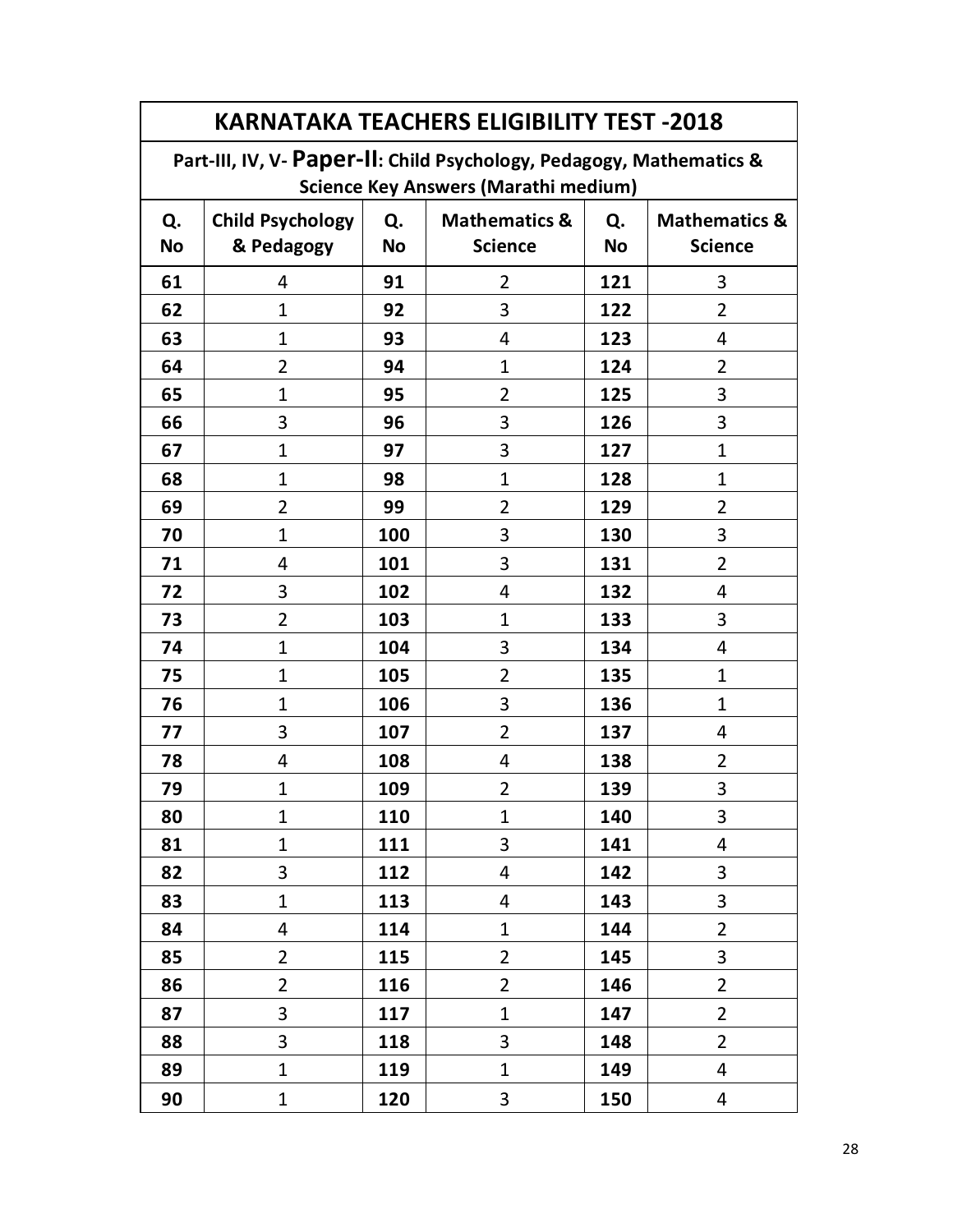## KARNATAKA TEACHERS ELIGIBILITY TEST -2018

### Part-III, IV, V- Paper-II: Child Psychology, Pedagogy, Mathematics & Science Key Answers (Marathi medium)

| Q. No | Child Psychology & Pedagogy | Q. No | Mathematics & Science | Q. No | Mathematics & Science |
|---|---|---|---|---|---|
| 61 | 4 | 91 | 2 | 121 | 3 |
| 62 | 1 | 92 | 3 | 122 | 2 |
| 63 | 1 | 93 | 4 | 123 | 4 |
| 64 | 2 | 94 | 1 | 124 | 2 |
| 65 | 1 | 95 | 2 | 125 | 3 |
| 66 | 3 | 96 | 3 | 126 | 3 |
| 67 | 1 | 97 | 3 | 127 | 1 |
| 68 | 1 | 98 | 1 | 128 | 1 |
| 69 | 2 | 99 | 2 | 129 | 2 |
| 70 | 1 | 100 | 3 | 130 | 3 |
| 71 | 4 | 101 | 3 | 131 | 2 |
| 72 | 3 | 102 | 4 | 132 | 4 |
| 73 | 2 | 103 | 1 | 133 | 3 |
| 74 | 1 | 104 | 3 | 134 | 4 |
| 75 | 1 | 105 | 2 | 135 | 1 |
| 76 | 1 | 106 | 3 | 136 | 1 |
| 77 | 3 | 107 | 2 | 137 | 4 |
| 78 | 4 | 108 | 4 | 138 | 2 |
| 79 | 1 | 109 | 2 | 139 | 3 |
| 80 | 1 | 110 | 1 | 140 | 3 |
| 81 | 1 | 111 | 3 | 141 | 4 |
| 82 | 3 | 112 | 4 | 142 | 3 |
| 83 | 1 | 113 | 4 | 143 | 3 |
| 84 | 4 | 114 | 1 | 144 | 2 |
| 85 | 2 | 115 | 2 | 145 | 3 |
| 86 | 2 | 116 | 2 | 146 | 2 |
| 87 | 3 | 117 | 1 | 147 | 2 |
| 88 | 3 | 118 | 3 | 148 | 2 |
| 89 | 1 | 119 | 1 | 149 | 4 |
| 90 | 1 | 120 | 3 | 150 | 4 |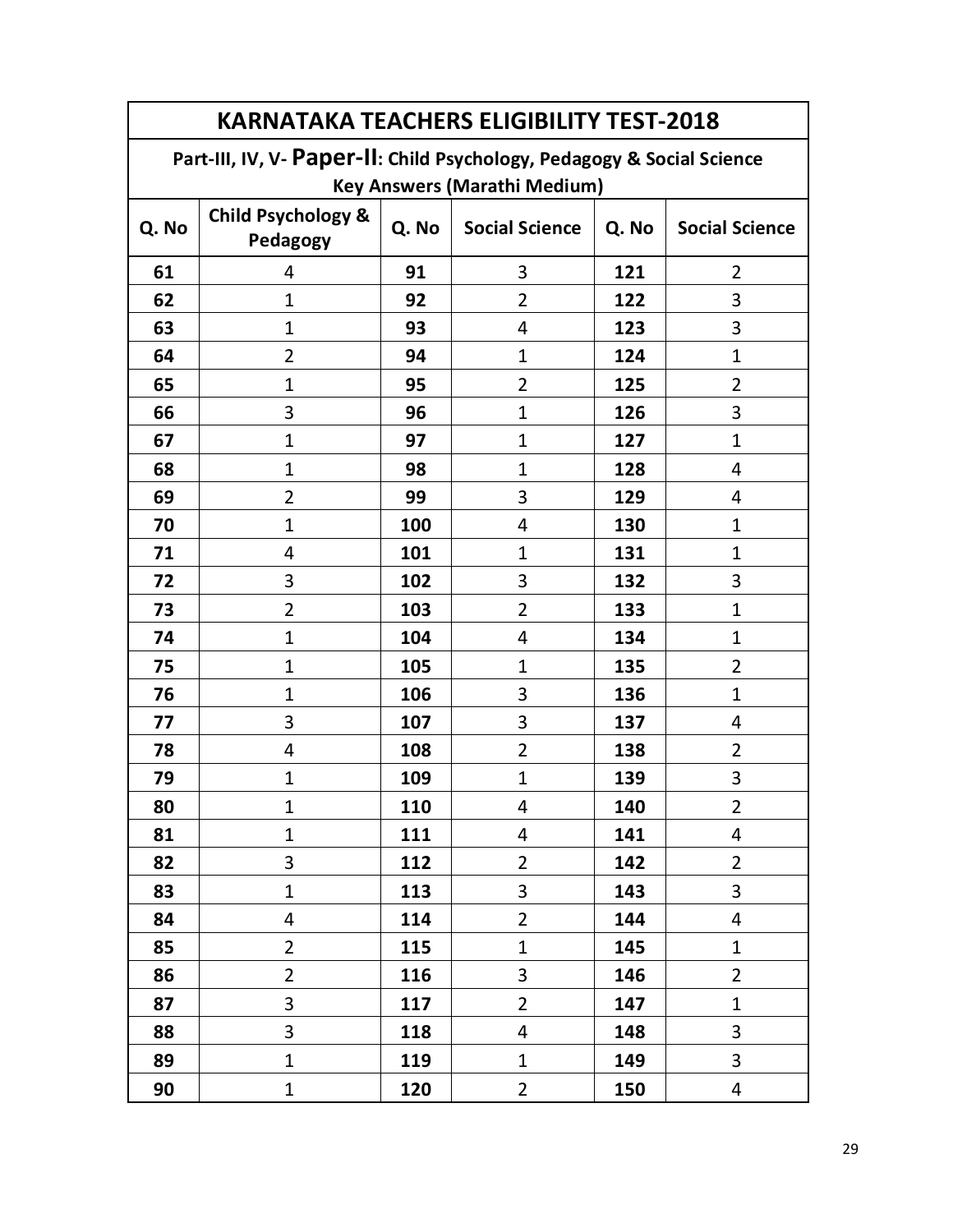# KARNATAKA TEACHERS ELIGIBILITY TEST-2018

## Part-III, IV, V- Paper-II: Child Psychology, Pedagogy & Social Science Key Answers (Marathi Medium)

| Q. No | Child Psychology & Pedagogy | Q. No | Social Science | Q. No | Social Science |
|---|---|---|---|---|---|
| 61 | 4 | 91 | 3 | 121 | 2 |
| 62 | 1 | 92 | 2 | 122 | 3 |
| 63 | 1 | 93 | 4 | 123 | 3 |
| 64 | 2 | 94 | 1 | 124 | 1 |
| 65 | 1 | 95 | 2 | 125 | 2 |
| 66 | 3 | 96 | 1 | 126 | 3 |
| 67 | 1 | 97 | 1 | 127 | 1 |
| 68 | 1 | 98 | 1 | 128 | 4 |
| 69 | 2 | 99 | 3 | 129 | 4 |
| 70 | 1 | 100 | 4 | 130 | 1 |
| 71 | 4 | 101 | 1 | 131 | 1 |
| 72 | 3 | 102 | 3 | 132 | 3 |
| 73 | 2 | 103 | 2 | 133 | 1 |
| 74 | 1 | 104 | 4 | 134 | 1 |
| 75 | 1 | 105 | 1 | 135 | 2 |
| 76 | 1 | 106 | 3 | 136 | 1 |
| 77 | 3 | 107 | 3 | 137 | 4 |
| 78 | 4 | 108 | 2 | 138 | 2 |
| 79 | 1 | 109 | 1 | 139 | 3 |
| 80 | 1 | 110 | 4 | 140 | 2 |
| 81 | 1 | 111 | 4 | 141 | 4 |
| 82 | 3 | 112 | 2 | 142 | 2 |
| 83 | 1 | 113 | 3 | 143 | 3 |
| 84 | 4 | 114 | 2 | 144 | 4 |
| 85 | 2 | 115 | 1 | 145 | 1 |
| 86 | 2 | 116 | 3 | 146 | 2 |
| 87 | 3 | 117 | 2 | 147 | 1 |
| 88 | 3 | 118 | 4 | 148 | 3 |
| 89 | 1 | 119 | 1 | 149 | 3 |
| 90 | 1 | 120 | 2 | 150 | 4 |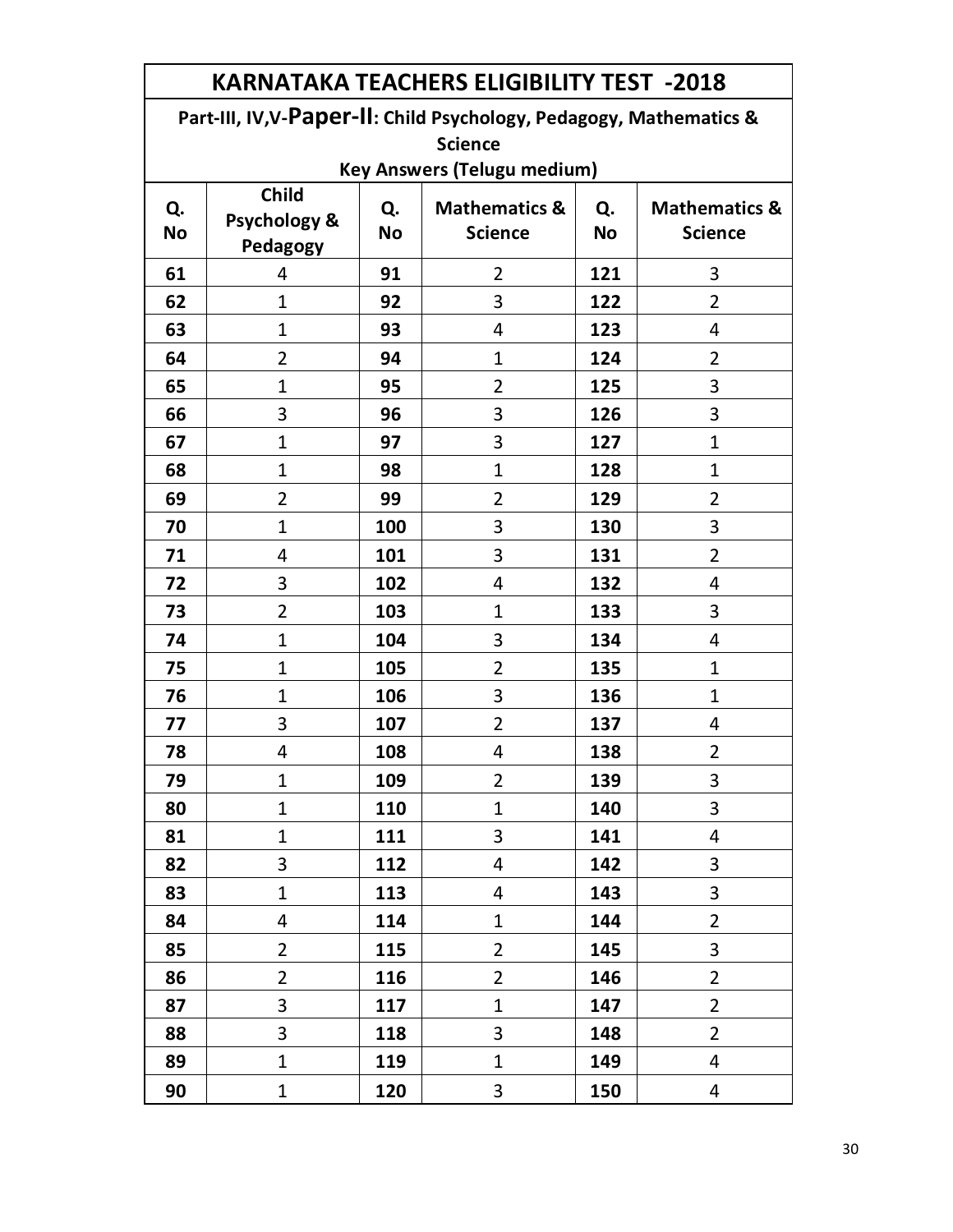## KARNATAKA TEACHERS ELIGIBILITY TEST -2018

### Part-III, IV,V-Paper-II: Child Psychology, Pedagogy, Mathematics & Science

### Key Answers (Telugu medium)

| Q. No | Child Psychology & Pedagogy | Q. No | Mathematics & Science | Q. No | Mathematics & Science |
|---|---|---|---|---|---|
| 61 | 4 | 91 | 2 | 121 | 3 |
| 62 | 1 | 92 | 3 | 122 | 2 |
| 63 | 1 | 93 | 4 | 123 | 4 |
| 64 | 2 | 94 | 1 | 124 | 2 |
| 65 | 1 | 95 | 2 | 125 | 3 |
| 66 | 3 | 96 | 3 | 126 | 3 |
| 67 | 1 | 97 | 3 | 127 | 1 |
| 68 | 1 | 98 | 1 | 128 | 1 |
| 69 | 2 | 99 | 2 | 129 | 2 |
| 70 | 1 | 100 | 3 | 130 | 3 |
| 71 | 4 | 101 | 3 | 131 | 2 |
| 72 | 3 | 102 | 4 | 132 | 4 |
| 73 | 2 | 103 | 1 | 133 | 3 |
| 74 | 1 | 104 | 3 | 134 | 4 |
| 75 | 1 | 105 | 2 | 135 | 1 |
| 76 | 1 | 106 | 3 | 136 | 1 |
| 77 | 3 | 107 | 2 | 137 | 4 |
| 78 | 4 | 108 | 4 | 138 | 2 |
| 79 | 1 | 109 | 2 | 139 | 3 |
| 80 | 1 | 110 | 1 | 140 | 3 |
| 81 | 1 | 111 | 3 | 141 | 4 |
| 82 | 3 | 112 | 4 | 142 | 3 |
| 83 | 1 | 113 | 4 | 143 | 3 |
| 84 | 4 | 114 | 1 | 144 | 2 |
| 85 | 2 | 115 | 2 | 145 | 3 |
| 86 | 2 | 116 | 2 | 146 | 2 |
| 87 | 3 | 117 | 1 | 147 | 2 |
| 88 | 3 | 118 | 3 | 148 | 2 |
| 89 | 1 | 119 | 1 | 149 | 4 |
| 90 | 1 | 120 | 3 | 150 | 4 |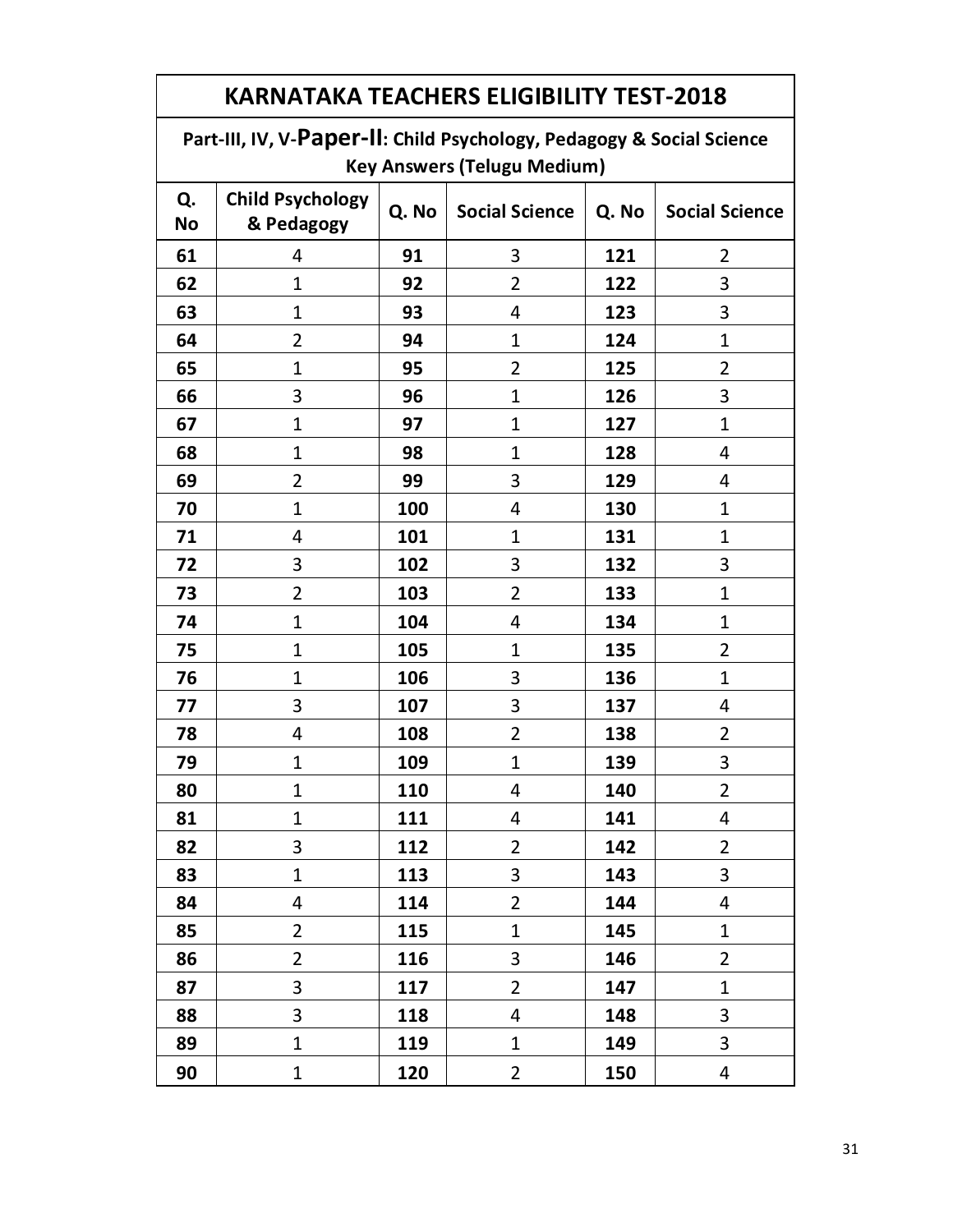| KARNATAKA TEACHERS ELIGIBILITY TEST-2018 | | | | | |
|---|---|---|---|---|---|
| Part-III, IV, V-**Paper-II**: Child Psychology, Pedagogy & Social Science Key Answers (Telugu Medium) | | | | | |
| **Q. No** | **Child Psychology & Pedagogy** | **Q. No** | **Social Science** | **Q. No** | **Social Science** |
| **61** | 4 | **91** | 3 | **121** | 2 |
| **62** | 1 | **92** | 2 | **122** | 3 |
| **63** | 1 | **93** | 4 | **123** | 3 |
| **64** | 2 | **94** | 1 | **124** | 1 |
| **65** | 1 | **95** | 2 | **125** | 2 |
| **66** | 3 | **96** | 1 | **126** | 3 |
| **67** | 1 | **97** | 1 | **127** | 1 |
| **68** | 1 | **98** | 1 | **128** | 4 |
| **69** | 2 | **99** | 3 | **129** | 4 |
| **70** | 1 | **100** | 4 | **130** | 1 |
| **71** | 4 | **101** | 1 | **131** | 1 |
| **72** | 3 | **102** | 3 | **132** | 3 |
| **73** | 2 | **103** | 2 | **133** | 1 |
| **74** | 1 | **104** | 4 | **134** | 1 |
| **75** | 1 | **105** | 1 | **135** | 2 |
| **76** | 1 | **106** | 3 | **136** | 1 |
| **77** | 3 | **107** | 3 | **137** | 4 |
| **78** | 4 | **108** | 2 | **138** | 2 |
| **79** | 1 | **109** | 1 | **139** | 3 |
| **80** | 1 | **110** | 4 | **140** | 2 |
| **81** | 1 | **111** | 4 | **141** | 4 |
| **82** | 3 | **112** | 2 | **142** | 2 |
| **83** | 1 | **113** | 3 | **143** | 3 |
| **84** | 4 | **114** | 2 | **144** | 4 |
| **85** | 2 | **115** | 1 | **145** | 1 |
| **86** | 2 | **116** | 3 | **146** | 2 |
| **87** | 3 | **117** | 2 | **147** | 1 |
| **88** | 3 | **118** | 4 | **148** | 3 |
| **89** | 1 | **119** | 1 | **149** | 3 |
| **90** | 1 | **120** | 2 | **150** | 4 |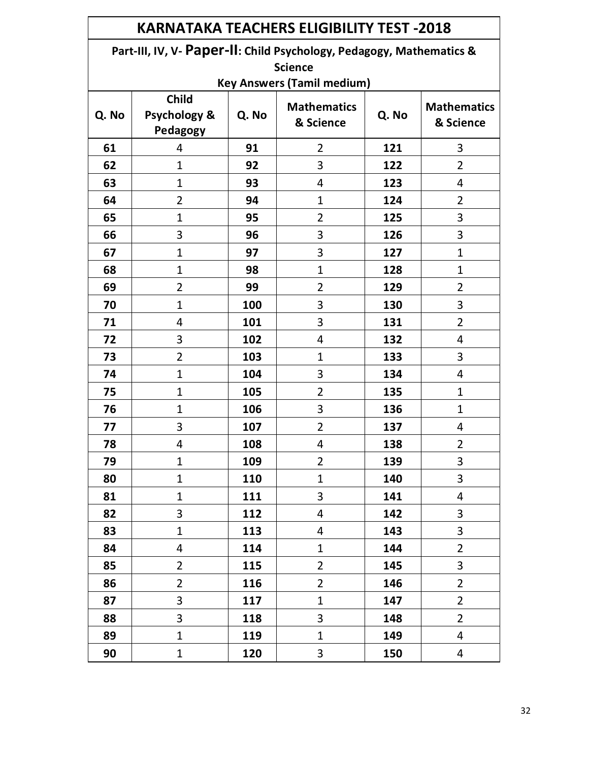| KARNATAKA TEACHERS ELIGIBILITY TEST -2018 | | | | | |
|---|---|---|---|---|---|
| Part-III, IV, V- **Paper-II**: Child Psychology, Pedagogy, Mathematics & Science | | | | | |
| Key Answers (Tamil medium) | | | | | |
| **Q. No** | **Child Psychology & Pedagogy** | **Q. No** | **Mathematics & Science** | **Q. No** | **Mathematics & Science** |
| **61** | 4 | **91** | 2 | **121** | 3 |
| **62** | 1 | **92** | 3 | **122** | 2 |
| **63** | 1 | **93** | 4 | **123** | 4 |
| **64** | 2 | **94** | 1 | **124** | 2 |
| **65** | 1 | **95** | 2 | **125** | 3 |
| **66** | 3 | **96** | 3 | **126** | 3 |
| **67** | 1 | **97** | 3 | **127** | 1 |
| **68** | 1 | **98** | 1 | **128** | 1 |
| **69** | 2 | **99** | 2 | **129** | 2 |
| **70** | 1 | **100** | 3 | **130** | 3 |
| **71** | 4 | **101** | 3 | **131** | 2 |
| **72** | 3 | **102** | 4 | **132** | 4 |
| **73** | 2 | **103** | 1 | **133** | 3 |
| **74** | 1 | **104** | 3 | **134** | 4 |
| **75** | 1 | **105** | 2 | **135** | 1 |
| **76** | 1 | **106** | 3 | **136** | 1 |
| **77** | 3 | **107** | 2 | **137** | 4 |
| **78** | 4 | **108** | 4 | **138** | 2 |
| **79** | 1 | **109** | 2 | **139** | 3 |
| **80** | 1 | **110** | 1 | **140** | 3 |
| **81** | 1 | **111** | 3 | **141** | 4 |
| **82** | 3 | **112** | 4 | **142** | 3 |
| **83** | 1 | **113** | 4 | **143** | 3 |
| **84** | 4 | **114** | 1 | **144** | 2 |
| **85** | 2 | **115** | 2 | **145** | 3 |
| **86** | 2 | **116** | 2 | **146** | 2 |
| **87** | 3 | **117** | 1 | **147** | 2 |
| **88** | 3 | **118** | 3 | **148** | 2 |
| **89** | 1 | **119** | 1 | **149** | 4 |
| **90** | 1 | **120** | 3 | **150** | 4 |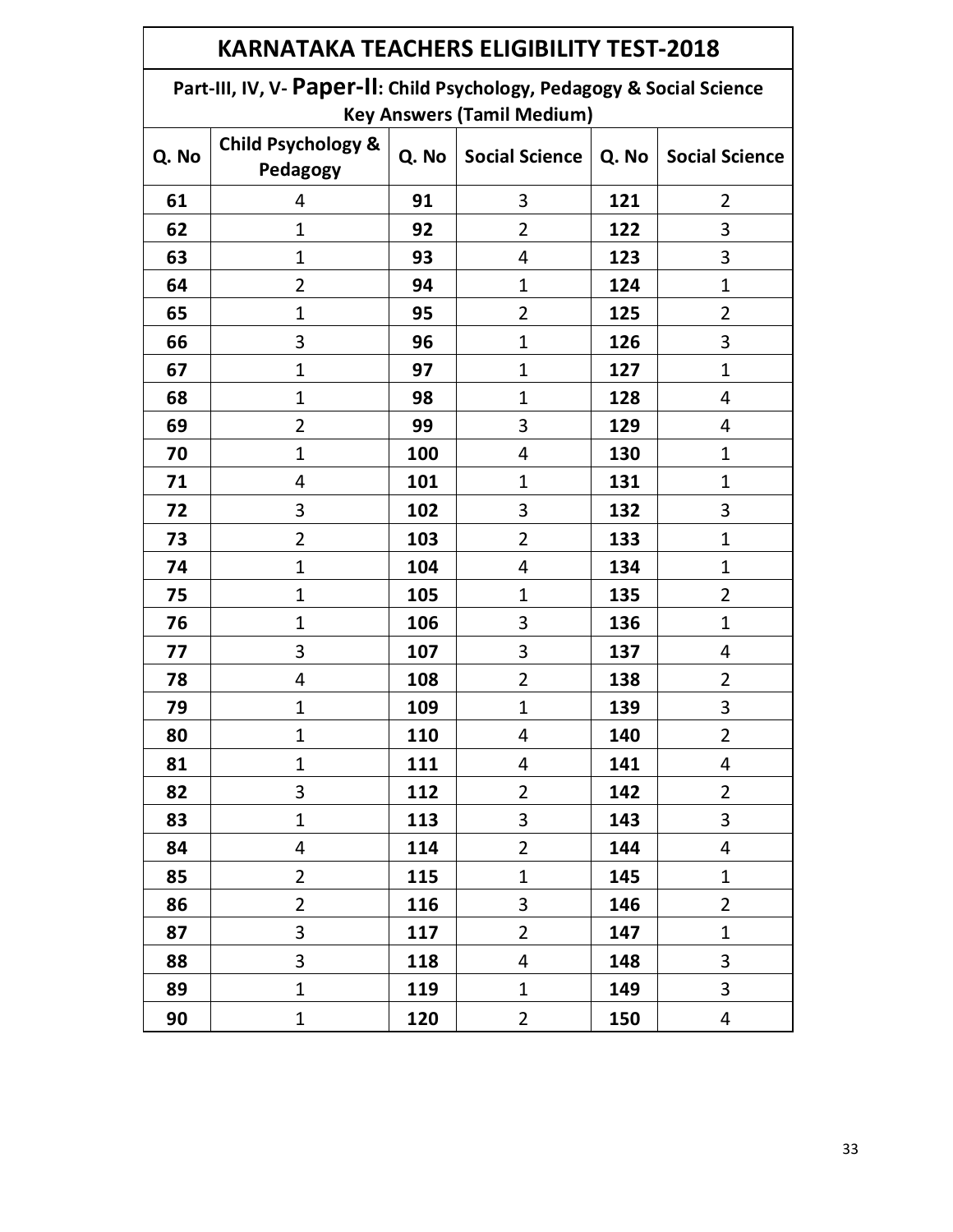# KARNATAKA TEACHERS ELIGIBILITY TEST-2018

## Part-III, IV, V- Paper-II: Child Psychology, Pedagogy & Social Science Key Answers (Tamil Medium)

| Q. No | Child Psychology & Pedagogy | Q. No | Social Science | Q. No | Social Science |
|---|---|---|---|---|---|
| 61 | 4 | 91 | 3 | 121 | 2 |
| 62 | 1 | 92 | 2 | 122 | 3 |
| 63 | 1 | 93 | 4 | 123 | 3 |
| 64 | 2 | 94 | 1 | 124 | 1 |
| 65 | 1 | 95 | 2 | 125 | 2 |
| 66 | 3 | 96 | 1 | 126 | 3 |
| 67 | 1 | 97 | 1 | 127 | 1 |
| 68 | 1 | 98 | 1 | 128 | 4 |
| 69 | 2 | 99 | 3 | 129 | 4 |
| 70 | 1 | 100 | 4 | 130 | 1 |
| 71 | 4 | 101 | 1 | 131 | 1 |
| 72 | 3 | 102 | 3 | 132 | 3 |
| 73 | 2 | 103 | 2 | 133 | 1 |
| 74 | 1 | 104 | 4 | 134 | 1 |
| 75 | 1 | 105 | 1 | 135 | 2 |
| 76 | 1 | 106 | 3 | 136 | 1 |
| 77 | 3 | 107 | 3 | 137 | 4 |
| 78 | 4 | 108 | 2 | 138 | 2 |
| 79 | 1 | 109 | 1 | 139 | 3 |
| 80 | 1 | 110 | 4 | 140 | 2 |
| 81 | 1 | 111 | 4 | 141 | 4 |
| 82 | 3 | 112 | 2 | 142 | 2 |
| 83 | 1 | 113 | 3 | 143 | 3 |
| 84 | 4 | 114 | 2 | 144 | 4 |
| 85 | 2 | 115 | 1 | 145 | 1 |
| 86 | 2 | 116 | 3 | 146 | 2 |
| 87 | 3 | 117 | 2 | 147 | 1 |
| 88 | 3 | 118 | 4 | 148 | 3 |
| 89 | 1 | 119 | 1 | 149 | 3 |
| 90 | 1 | 120 | 2 | 150 | 4 |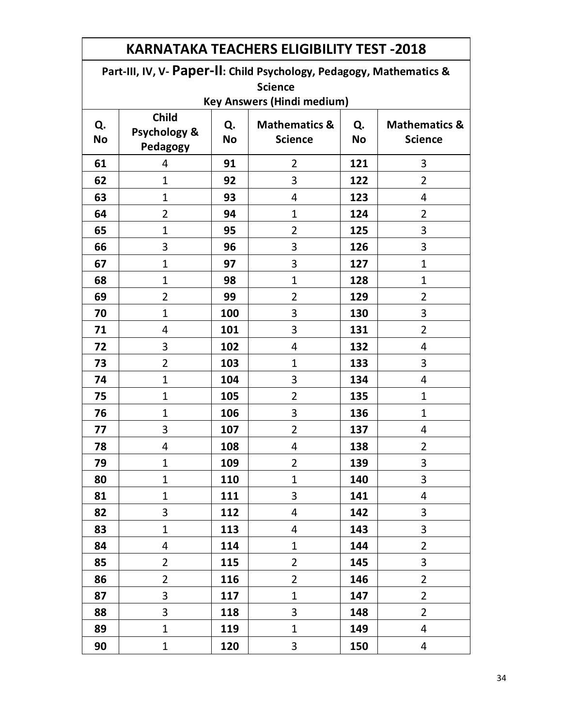# KARNATAKA TEACHERS ELIGIBILITY TEST -2018

## Part-III, IV, V- Paper-II: Child Psychology, Pedagogy, Mathematics & Science

### Key Answers (Hindi medium)

| Q. No | Child Psychology & Pedagogy | Q. No | Mathematics & Science | Q. No | Mathematics & Science |
|---|---|---|---|---|---|
| 61 | 4 | 91 | 2 | 121 | 3 |
| 62 | 1 | 92 | 3 | 122 | 2 |
| 63 | 1 | 93 | 4 | 123 | 4 |
| 64 | 2 | 94 | 1 | 124 | 2 |
| 65 | 1 | 95 | 2 | 125 | 3 |
| 66 | 3 | 96 | 3 | 126 | 3 |
| 67 | 1 | 97 | 3 | 127 | 1 |
| 68 | 1 | 98 | 1 | 128 | 1 |
| 69 | 2 | 99 | 2 | 129 | 2 |
| 70 | 1 | 100 | 3 | 130 | 3 |
| 71 | 4 | 101 | 3 | 131 | 2 |
| 72 | 3 | 102 | 4 | 132 | 4 |
| 73 | 2 | 103 | 1 | 133 | 3 |
| 74 | 1 | 104 | 3 | 134 | 4 |
| 75 | 1 | 105 | 2 | 135 | 1 |
| 76 | 1 | 106 | 3 | 136 | 1 |
| 77 | 3 | 107 | 2 | 137 | 4 |
| 78 | 4 | 108 | 4 | 138 | 2 |
| 79 | 1 | 109 | 2 | 139 | 3 |
| 80 | 1 | 110 | 1 | 140 | 3 |
| 81 | 1 | 111 | 3 | 141 | 4 |
| 82 | 3 | 112 | 4 | 142 | 3 |
| 83 | 1 | 113 | 4 | 143 | 3 |
| 84 | 4 | 114 | 1 | 144 | 2 |
| 85 | 2 | 115 | 2 | 145 | 3 |
| 86 | 2 | 116 | 2 | 146 | 2 |
| 87 | 3 | 117 | 1 | 147 | 2 |
| 88 | 3 | 118 | 3 | 148 | 2 |
| 89 | 1 | 119 | 1 | 149 | 4 |
| 90 | 1 | 120 | 3 | 150 | 4 |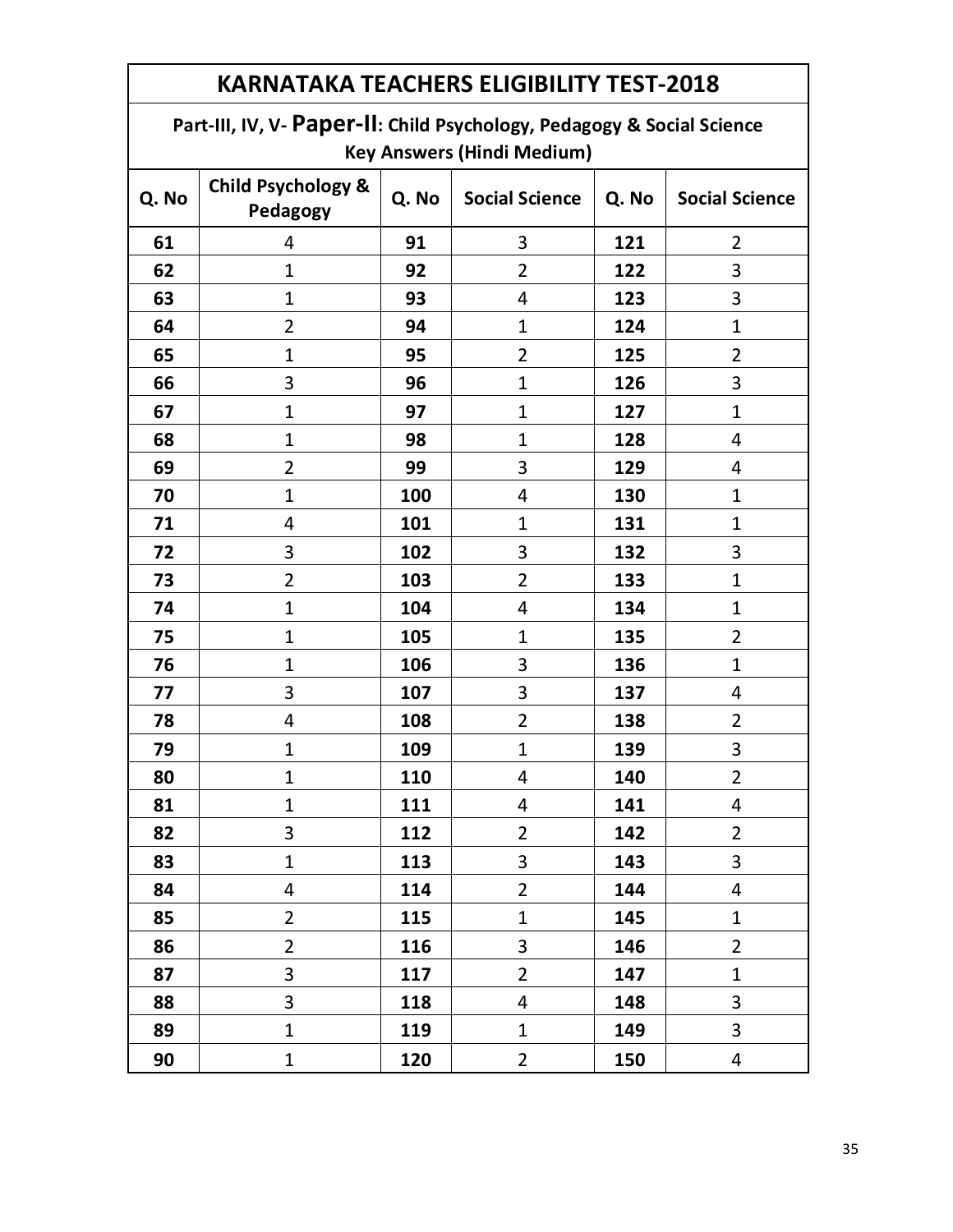# KARNATAKA TEACHERS ELIGIBILITY TEST-2018

## Part-III, IV, V- Paper-II: Child Psychology, Pedagogy & Social Science Key Answers (Hindi Medium)

| Q. No | Child Psychology & Pedagogy | Q. No | Social Science | Q. No | Social Science |
|---|---|---|---|---|---|
| 61 | 4 | 91 | 3 | 121 | 2 |
| 62 | 1 | 92 | 2 | 122 | 3 |
| 63 | 1 | 93 | 4 | 123 | 3 |
| 64 | 2 | 94 | 1 | 124 | 1 |
| 65 | 1 | 95 | 2 | 125 | 2 |
| 66 | 3 | 96 | 1 | 126 | 3 |
| 67 | 1 | 97 | 1 | 127 | 1 |
| 68 | 1 | 98 | 1 | 128 | 4 |
| 69 | 2 | 99 | 3 | 129 | 4 |
| 70 | 1 | 100 | 4 | 130 | 1 |
| 71 | 4 | 101 | 1 | 131 | 1 |
| 72 | 3 | 102 | 3 | 132 | 3 |
| 73 | 2 | 103 | 2 | 133 | 1 |
| 74 | 1 | 104 | 4 | 134 | 1 |
| 75 | 1 | 105 | 1 | 135 | 2 |
| 76 | 1 | 106 | 3 | 136 | 1 |
| 77 | 3 | 107 | 3 | 137 | 4 |
| 78 | 4 | 108 | 2 | 138 | 2 |
| 79 | 1 | 109 | 1 | 139 | 3 |
| 80 | 1 | 110 | 4 | 140 | 2 |
| 81 | 1 | 111 | 4 | 141 | 4 |
| 82 | 3 | 112 | 2 | 142 | 2 |
| 83 | 1 | 113 | 3 | 143 | 3 |
| 84 | 4 | 114 | 2 | 144 | 4 |
| 85 | 2 | 115 | 1 | 145 | 1 |
| 86 | 2 | 116 | 3 | 146 | 2 |
| 87 | 3 | 117 | 2 | 147 | 1 |
| 88 | 3 | 118 | 4 | 148 | 3 |
| 89 | 1 | 119 | 1 | 149 | 3 |
| 90 | 1 | 120 | 2 | 150 | 4 |